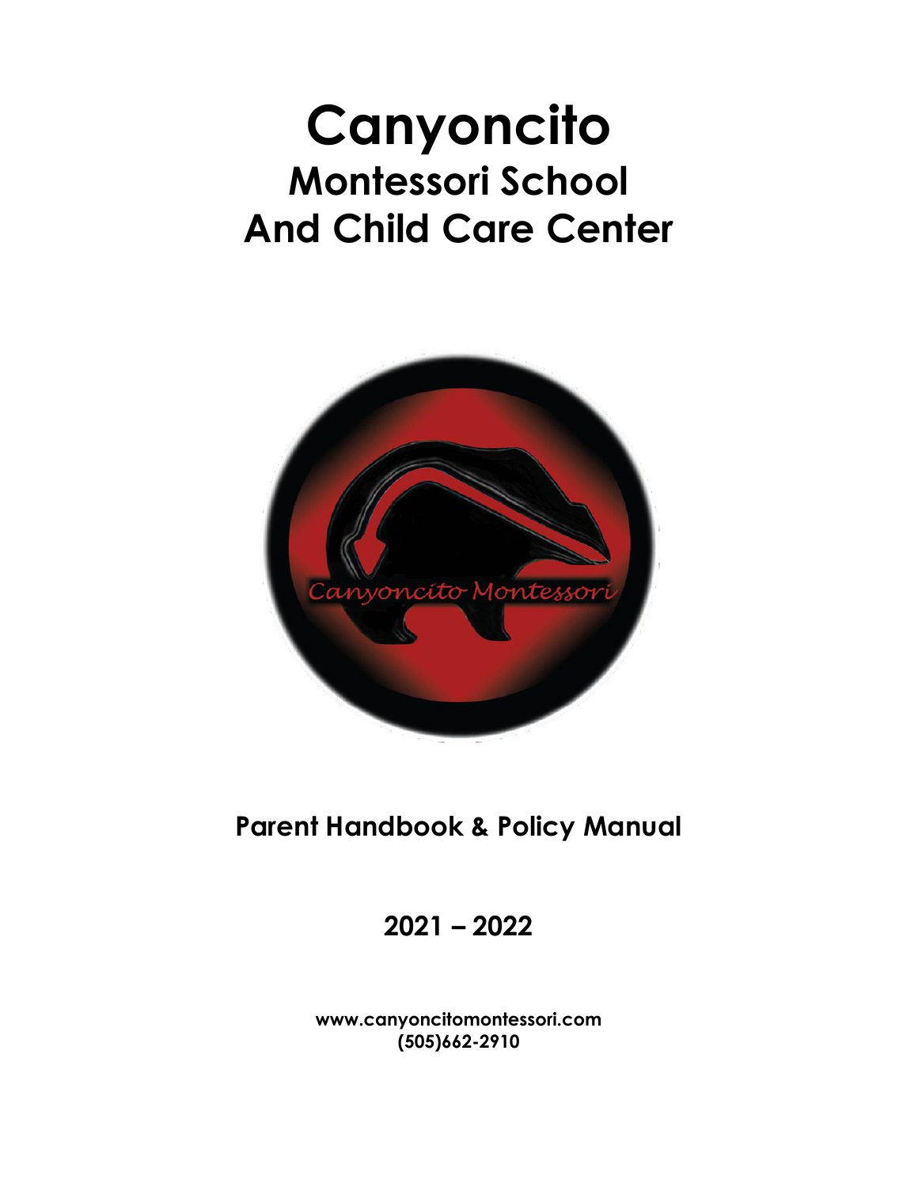# Canyoncito
## Montessori School
## And Child Care Center

**Parent Handbook & Policy Manual**

**2021 – 2022**

**www.canyoncitomontessori.com**
**(505)662-2910**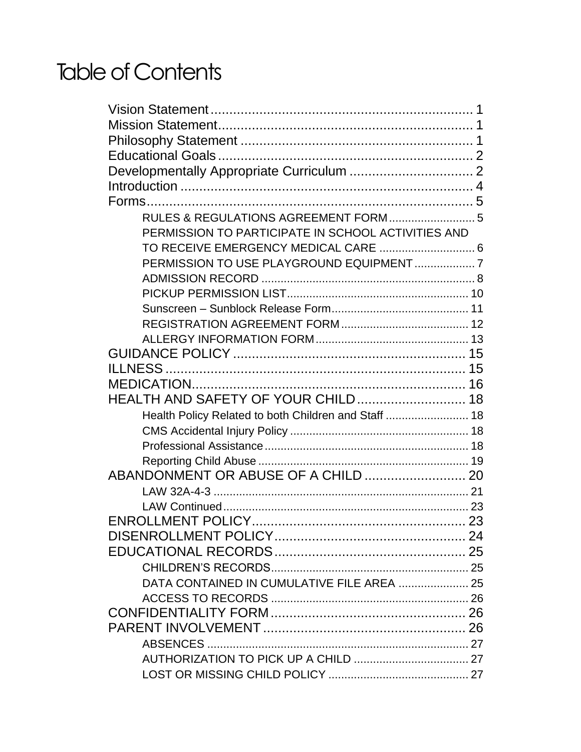# Table of Contents

Vision Statement ........................................................................ 1
Mission Statement ...................................................................... 1
Philosophy Statement ................................................................ 1
Educational Goals ...................................................................... 2
Developmentally Appropriate Curriculum .................................. 2
Introduction ............................................................................... 4
Forms ......................................................................................... 5
- RULES & REGULATIONS AGREEMENT FORM ........................... 5
- PERMISSION TO PARTICIPATE IN SCHOOL ACTIVITIES AND TO RECEIVE EMERGENCY MEDICAL CARE .............................. 6
- PERMISSION TO USE PLAYGROUND EQUIPMENT ................... 7
- ADMISSION RECORD ................................................................. 8
- PICKUP PERMISSION LIST ........................................................ 10
- Sunscreen – Sunblock Release Form .......................................... 11
- REGISTRATION AGREEMENT FORM ........................................ 12
- ALLERGY INFORMATION FORM ................................................ 13

GUIDANCE POLICY ................................................................. 15
ILLNESS .................................................................................. 15
MEDICATION ........................................................................... 16
HEALTH AND SAFETY OF YOUR CHILD ................................ 18
- Health Policy Related to both Children and Staff .......................... 18
- CMS Accidental Injury Policy ........................................................ 18
- Professional Assistance ................................................................ 18
- Reporting Child Abuse .................................................................. 19

ABANDONMENT OR ABUSE OF A CHILD ............................. 20
- LAW 32A-4-3 ................................................................................. 21
- LAW Continued ............................................................................. 23

ENROLLMENT POLICY ........................................................... 23
DISENROLLMENT POLICY ..................................................... 24
EDUCATIONAL RECORDS ..................................................... 25
- CHILDREN'S RECORDS ............................................................. 25
- DATA CONTAINED IN CUMULATIVE FILE AREA ...................... 25
- ACCESS TO RECORDS .............................................................. 26

CONFIDENTIALITY FORM ...................................................... 26
PARENT INVOLVEMENT ........................................................ 26
- ABSENCES .................................................................................. 27
- AUTHORIZATION TO PICK UP A CHILD .................................... 27
- LOST OR MISSING CHILD POLICY ............................................ 27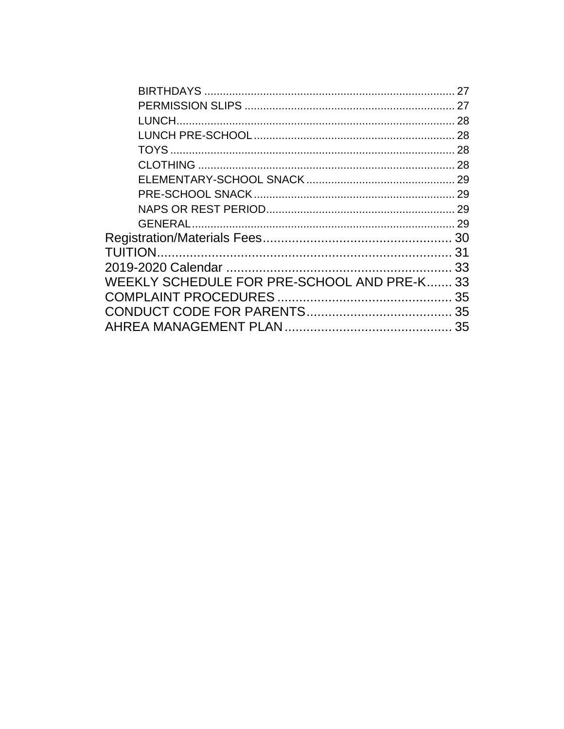- BIRTHDAYS ..... 27
- PERMISSION SLIPS ..... 27
- LUNCH..... 28
- LUNCH PRE-SCHOOL..... 28
- TOYS ..... 28
- CLOTHING ..... 28
- ELEMENTARY-SCHOOL SNACK..... 29
- PRE-SCHOOL SNACK..... 29
- NAPS OR REST PERIOD..... 29
- GENERAL..... 29

Registration/Materials Fees..... 30

TUITION..... 31

2019-2020 Calendar ..... 33

WEEKLY SCHEDULE FOR PRE-SCHOOL AND PRE-K..... 33

COMPLAINT PROCEDURES ..... 35

CONDUCT CODE FOR PARENTS..... 35

AHREA MANAGEMENT PLAN ..... 35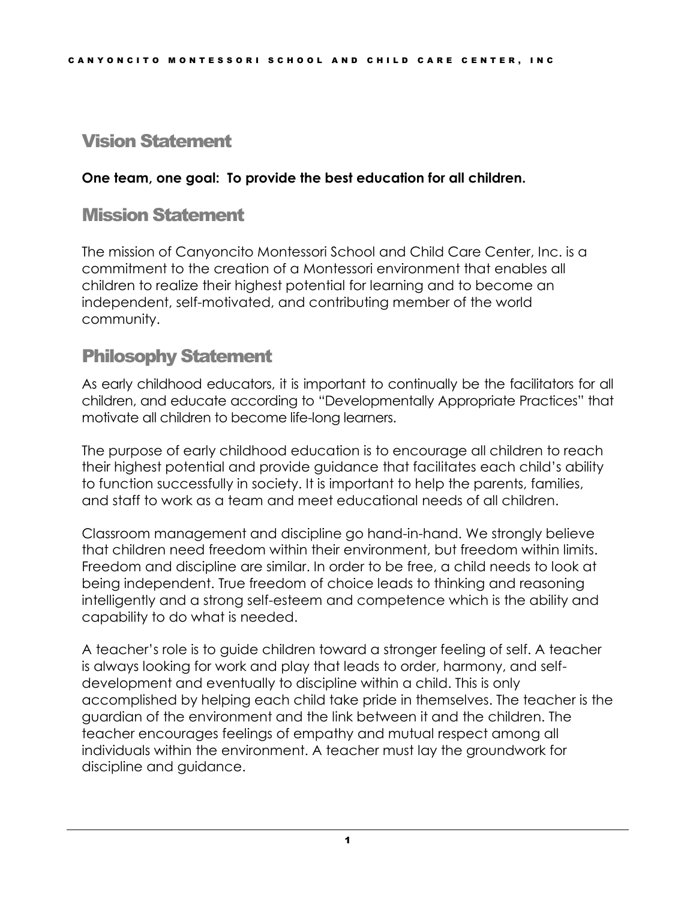## Vision Statement

**One team, one goal: To provide the best education for all children.**

## Mission Statement

The mission of Canyoncito Montessori School and Child Care Center, Inc. is a commitment to the creation of a Montessori environment that enables all children to realize their highest potential for learning and to become an independent, self-motivated, and contributing member of the world community.

## Philosophy Statement

As early childhood educators, it is important to continually be the facilitators for all children, and educate according to "Developmentally Appropriate Practices" that motivate all children to become life-long learners.

The purpose of early childhood education is to encourage all children to reach their highest potential and provide guidance that facilitates each child's ability to function successfully in society. It is important to help the parents, families, and staff to work as a team and meet educational needs of all children.

Classroom management and discipline go hand-in-hand. We strongly believe that children need freedom within their environment, but freedom within limits. Freedom and discipline are similar. In order to be free, a child needs to look at being independent. True freedom of choice leads to thinking and reasoning intelligently and a strong self-esteem and competence which is the ability and capability to do what is needed.

A teacher's role is to guide children toward a stronger feeling of self. A teacher is always looking for work and play that leads to order, harmony, and self-development and eventually to discipline within a child. This is only accomplished by helping each child take pride in themselves. The teacher is the guardian of the environment and the link between it and the children. The teacher encourages feelings of empathy and mutual respect among all individuals within the environment. A teacher must lay the groundwork for discipline and guidance.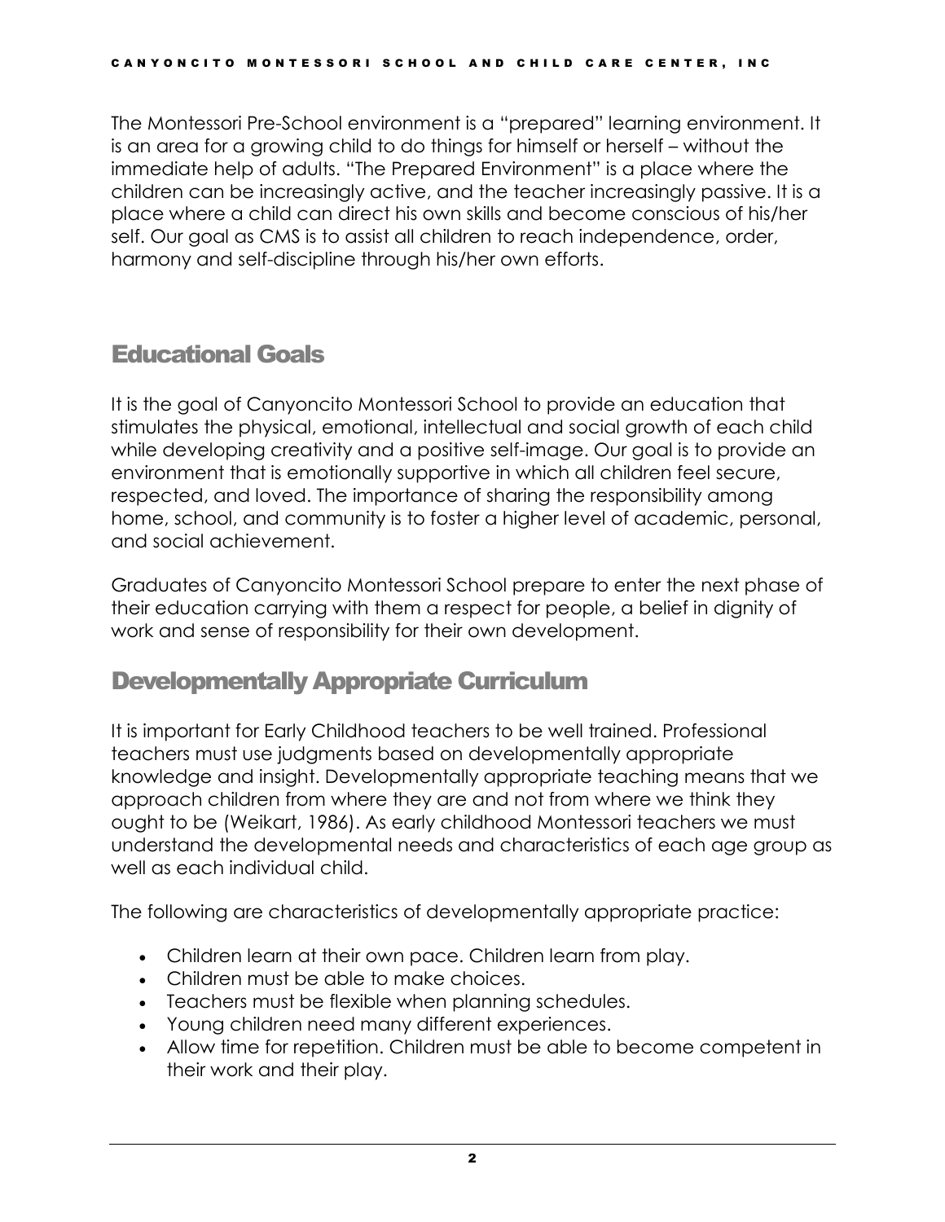The Montessori Pre-School environment is a "prepared" learning environment. It is an area for a growing child to do things for himself or herself – without the immediate help of adults. "The Prepared Environment" is a place where the children can be increasingly active, and the teacher increasingly passive. It is a place where a child can direct his own skills and become conscious of his/her self. Our goal as CMS is to assist all children to reach independence, order, harmony and self-discipline through his/her own efforts.

## Educational Goals

It is the goal of Canyoncito Montessori School to provide an education that stimulates the physical, emotional, intellectual and social growth of each child while developing creativity and a positive self-image. Our goal is to provide an environment that is emotionally supportive in which all children feel secure, respected, and loved. The importance of sharing the responsibility among home, school, and community is to foster a higher level of academic, personal, and social achievement.

Graduates of Canyoncito Montessori School prepare to enter the next phase of their education carrying with them a respect for people, a belief in dignity of work and sense of responsibility for their own development.

## Developmentally Appropriate Curriculum

It is important for Early Childhood teachers to be well trained. Professional teachers must use judgments based on developmentally appropriate knowledge and insight. Developmentally appropriate teaching means that we approach children from where they are and not from where we think they ought to be (Weikart, 1986). As early childhood Montessori teachers we must understand the developmental needs and characteristics of each age group as well as each individual child.

The following are characteristics of developmentally appropriate practice:

- Children learn at their own pace. Children learn from play.
- Children must be able to make choices.
- Teachers must be flexible when planning schedules.
- Young children need many different experiences.
- Allow time for repetition. Children must be able to become competent in their work and their play.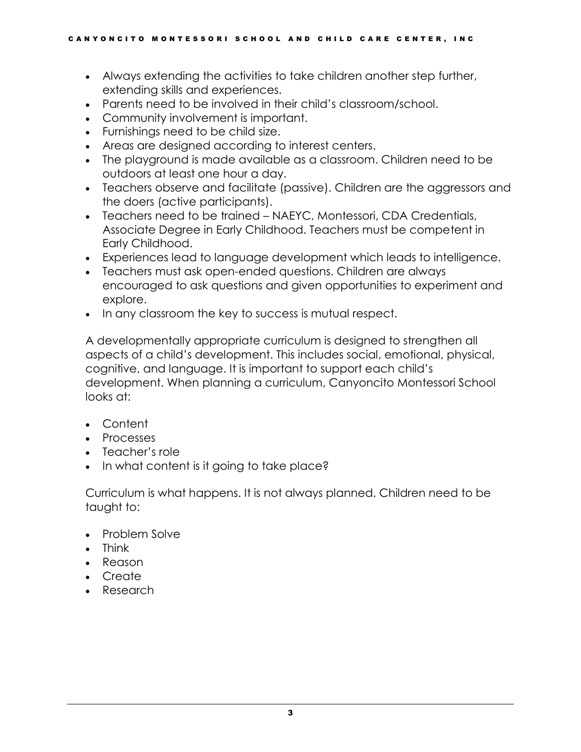- Always extending the activities to take children another step further, extending skills and experiences.
- Parents need to be involved in their child's classroom/school.
- Community involvement is important.
- Furnishings need to be child size.
- Areas are designed according to interest centers.
- The playground is made available as a classroom. Children need to be outdoors at least one hour a day.
- Teachers observe and facilitate (passive). Children are the aggressors and the doers (active participants).
- Teachers need to be trained – NAEYC, Montessori, CDA Credentials, Associate Degree in Early Childhood. Teachers must be competent in Early Childhood.
- Experiences lead to language development which leads to intelligence.
- Teachers must ask open-ended questions. Children are always encouraged to ask questions and given opportunities to experiment and explore.
- In any classroom the key to success is mutual respect.

A developmentally appropriate curriculum is designed to strengthen all aspects of a child's development. This includes social, emotional, physical, cognitive, and language. It is important to support each child's development. When planning a curriculum, Canyoncito Montessori School looks at:

- Content
- Processes
- Teacher's role
- In what content is it going to take place?

Curriculum is what happens. It is not always planned. Children need to be taught to:

- Problem Solve
- Think
- Reason
- Create
- Research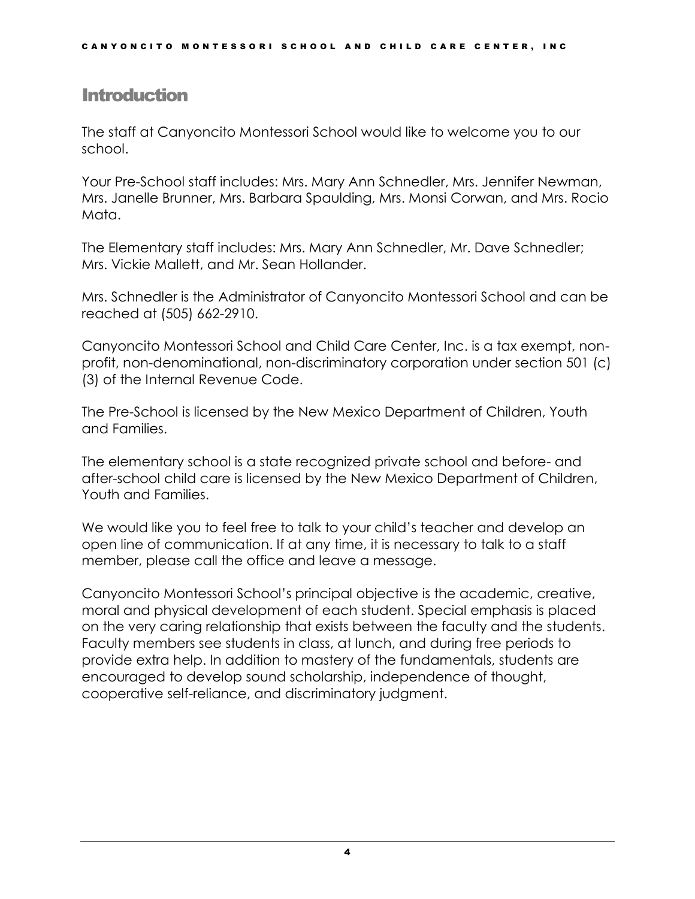## Introduction

The staff at Canyoncito Montessori School would like to welcome you to our school.

Your Pre-School staff includes: Mrs. Mary Ann Schnedler, Mrs. Jennifer Newman, Mrs. Janelle Brunner, Mrs. Barbara Spaulding, Mrs. Monsi Corwan, and Mrs. Rocio Mata.

The Elementary staff includes: Mrs. Mary Ann Schnedler, Mr. Dave Schnedler; Mrs. Vickie Mallett, and Mr. Sean Hollander.

Mrs. Schnedler is the Administrator of Canyoncito Montessori School and can be reached at (505) 662-2910.

Canyoncito Montessori School and Child Care Center, Inc. is a tax exempt, non-profit, non-denominational, non-discriminatory corporation under section 501 (c) (3) of the Internal Revenue Code.

The Pre-School is licensed by the New Mexico Department of Children, Youth and Families.

The elementary school is a state recognized private school and before- and after-school child care is licensed by the New Mexico Department of Children, Youth and Families.

We would like you to feel free to talk to your child's teacher and develop an open line of communication. If at any time, it is necessary to talk to a staff member, please call the office and leave a message.

Canyoncito Montessori School's principal objective is the academic, creative, moral and physical development of each student. Special emphasis is placed on the very caring relationship that exists between the faculty and the students. Faculty members see students in class, at lunch, and during free periods to provide extra help. In addition to mastery of the fundamentals, students are encouraged to develop sound scholarship, independence of thought, cooperative self-reliance, and discriminatory judgment.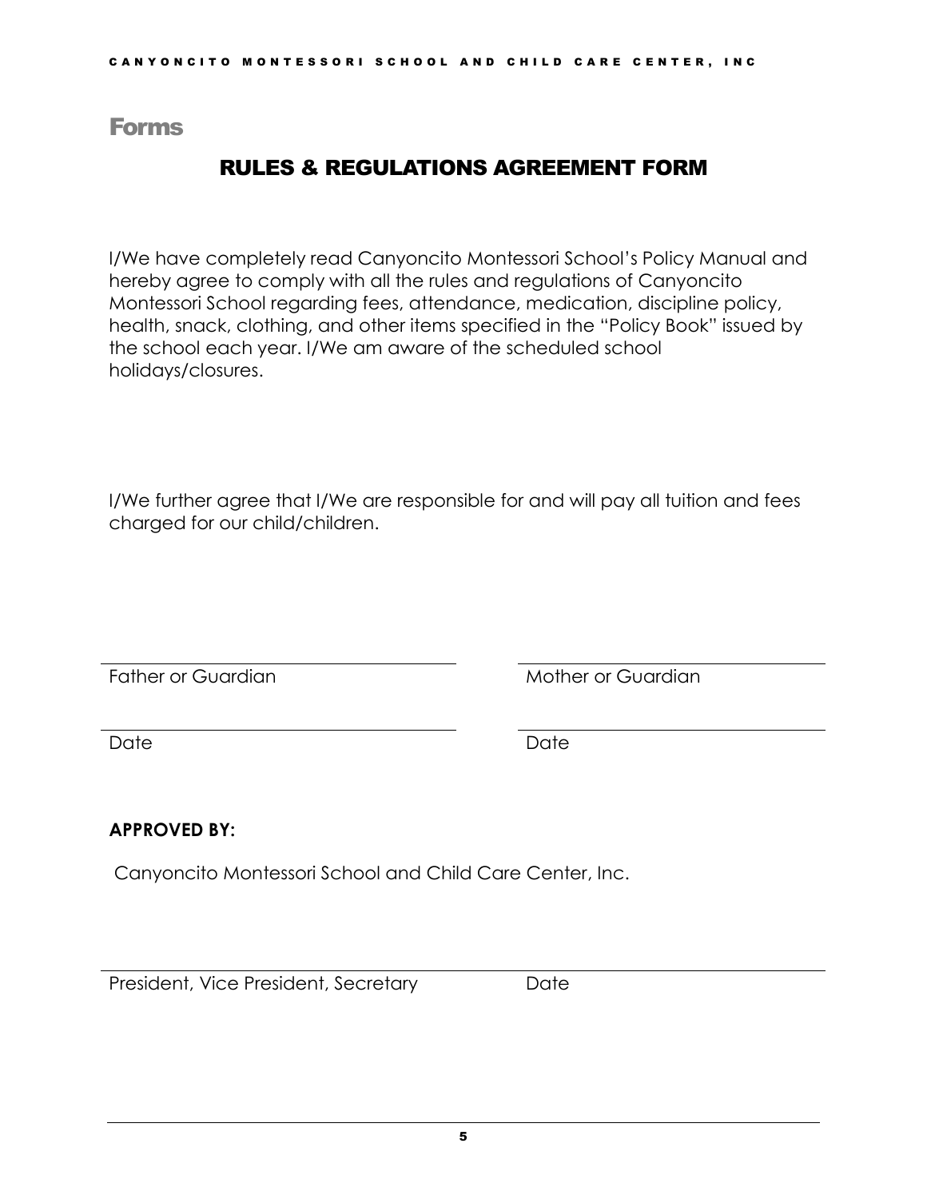# Forms

## RULES & REGULATIONS AGREEMENT FORM

I/We have completely read Canyoncito Montessori School's Policy Manual and hereby agree to comply with all the rules and regulations of Canyoncito Montessori School regarding fees, attendance, medication, discipline policy, health, snack, clothing, and other items specified in the "Policy Book" issued by the school each year. I/We am aware of the scheduled school holidays/closures.

I/We further agree that I/We are responsible for and will pay all tuition and fees charged for our child/children.

| | |
|---|---|
| Father or Guardian | Mother or Guardian |
| Date | Date |

**APPROVED BY:**

Canyoncito Montessori School and Child Care Center, Inc.

President, Vice President, Secretary &nbsp;&nbsp;&nbsp;&nbsp; Date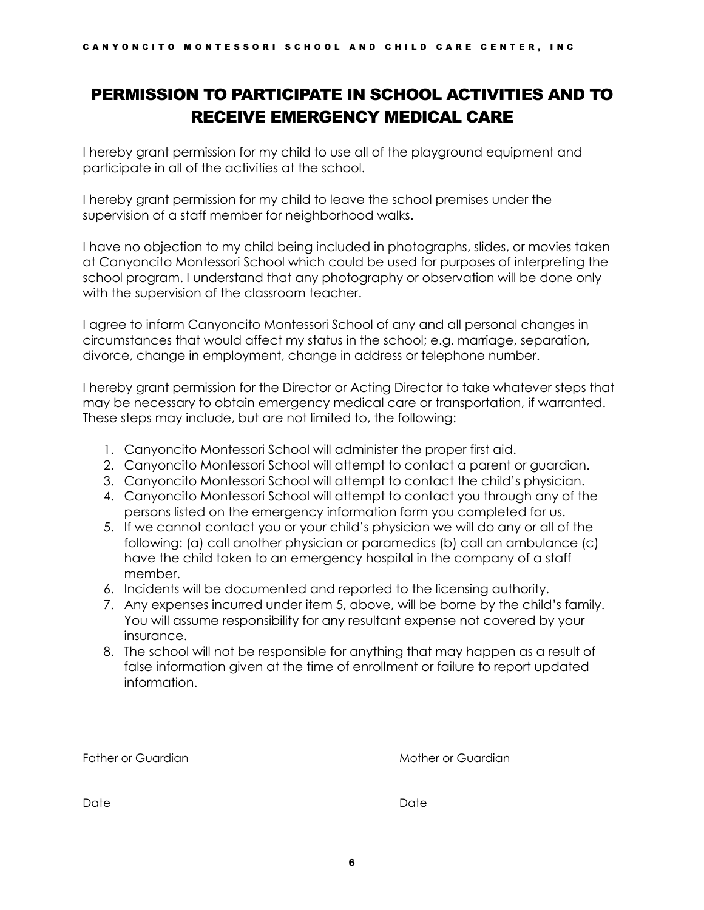# PERMISSION TO PARTICIPATE IN SCHOOL ACTIVITIES AND TO RECEIVE EMERGENCY MEDICAL CARE

I hereby grant permission for my child to use all of the playground equipment and participate in all of the activities at the school.

I hereby grant permission for my child to leave the school premises under the supervision of a staff member for neighborhood walks.

I have no objection to my child being included in photographs, slides, or movies taken at Canyoncito Montessori School which could be used for purposes of interpreting the school program. I understand that any photography or observation will be done only with the supervision of the classroom teacher.

I agree to inform Canyoncito Montessori School of any and all personal changes in circumstances that would affect my status in the school; e.g. marriage, separation, divorce, change in employment, change in address or telephone number.

I hereby grant permission for the Director or Acting Director to take whatever steps that may be necessary to obtain emergency medical care or transportation, if warranted. These steps may include, but are not limited to, the following:

1. Canyoncito Montessori School will administer the proper first aid.
2. Canyoncito Montessori School will attempt to contact a parent or guardian.
3. Canyoncito Montessori School will attempt to contact the child's physician.
4. Canyoncito Montessori School will attempt to contact you through any of the persons listed on the emergency information form you completed for us.
5. If we cannot contact you or your child's physician we will do any or all of the following: (a) call another physician or paramedics (b) call an ambulance (c) have the child taken to an emergency hospital in the company of a staff member.
6. Incidents will be documented and reported to the licensing authority.
7. Any expenses incurred under item 5, above, will be borne by the child's family. You will assume responsibility for any resultant expense not covered by your insurance.
8. The school will not be responsible for anything that may happen as a result of false information given at the time of enrollment or failure to report updated information.

\_\_\_\_\_\_\_\_\_\_\_\_\_\_\_\_\_\_\_\_\_\_\_\_\_\_\_\_\_\_\_\_
Father or Guardian

\_\_\_\_\_\_\_\_\_\_\_\_\_\_\_\_\_\_\_\_\_\_\_\_\_\_\_\_\_\_\_\_
Date

\_\_\_\_\_\_\_\_\_\_\_\_\_\_\_\_\_\_\_\_\_\_\_\_\_\_\_\_\_\_\_\_
Mother or Guardian

\_\_\_\_\_\_\_\_\_\_\_\_\_\_\_\_\_\_\_\_\_\_\_\_\_\_\_\_\_\_\_\_
Date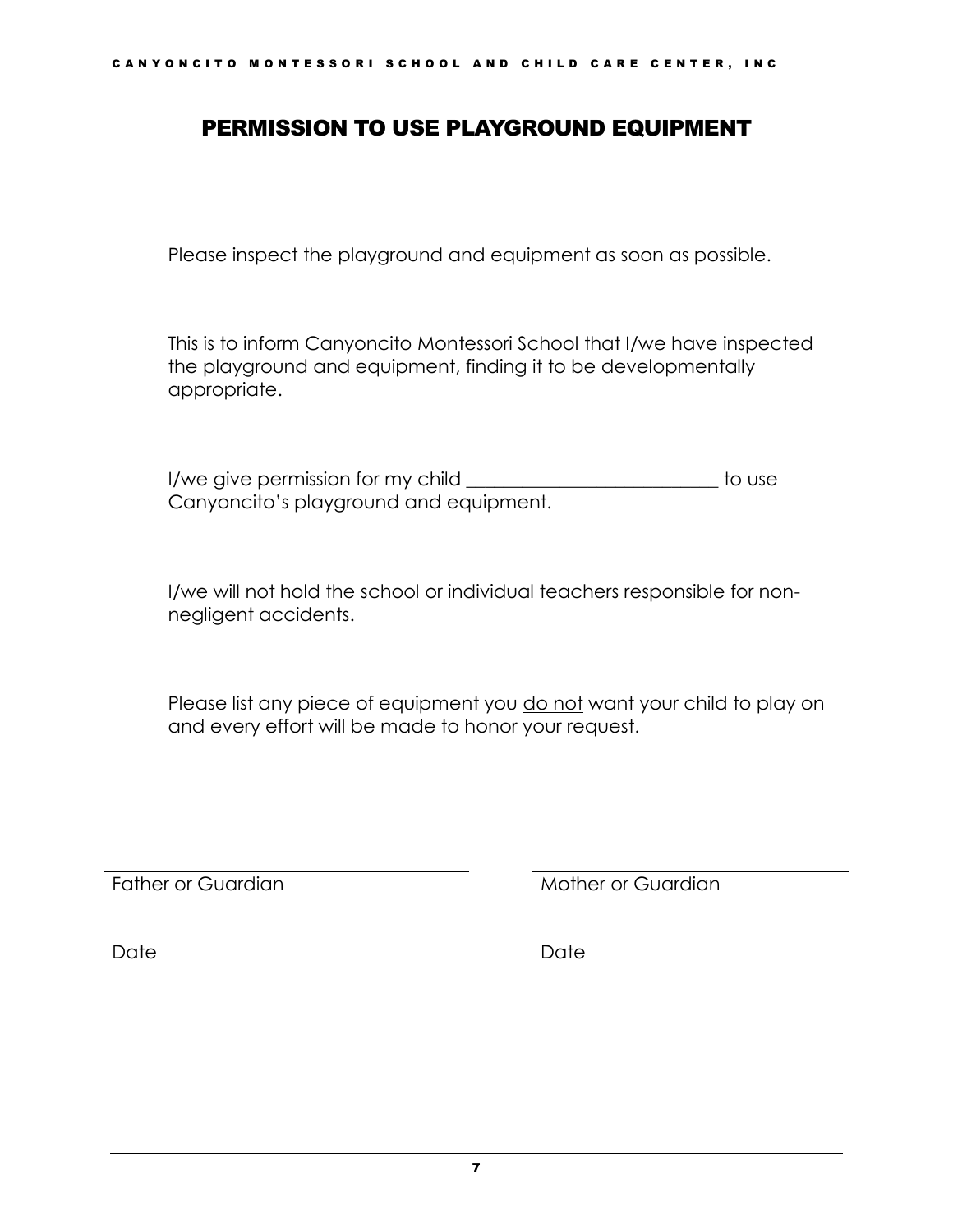## PERMISSION TO USE PLAYGROUND EQUIPMENT

Please inspect the playground and equipment as soon as possible.

This is to inform Canyoncito Montessori School that I/we have inspected the playground and equipment, finding it to be developmentally appropriate.

I/we give permission for my child ___________________________ to use Canyoncito's playground and equipment.

I/we will not hold the school or individual teachers responsible for non-negligent accidents.

Please list any piece of equipment you <u>do not</u> want your child to play on and every effort will be made to honor your request.

| | |
|---|---|
| ______________________________ | ______________________________ |
| Father or Guardian | Mother or Guardian |
| ______________________________ | ______________________________ |
| Date | Date |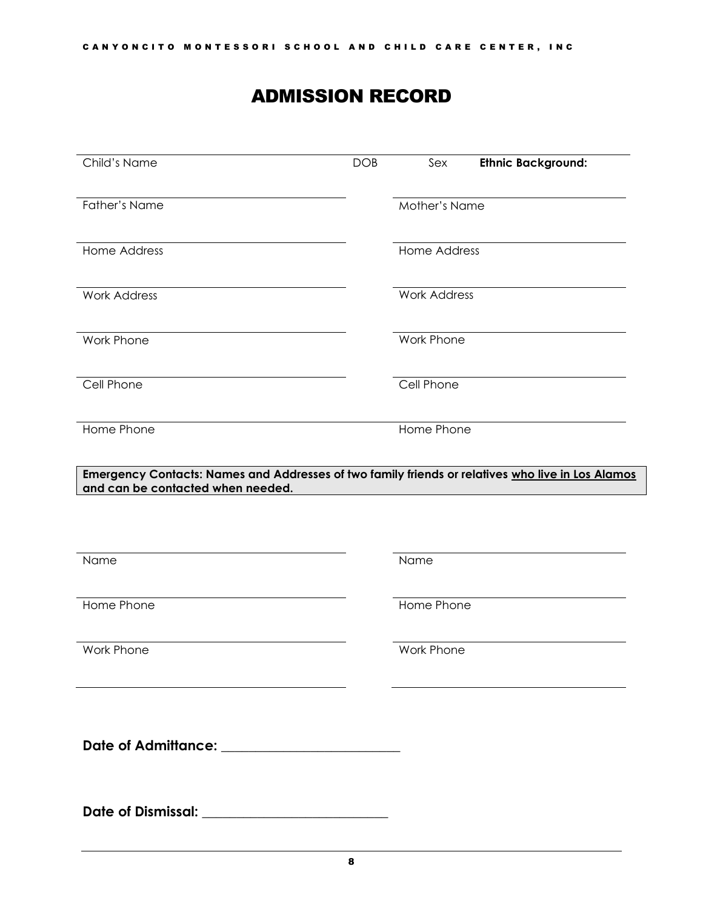# ADMISSION RECORD

| Child's Name | DOB | Sex | **Ethnic Background:** |
|---|---|---|---|

| | |
|---|---|
| Father's Name | Mother's Name |
| Home Address | Home Address |
| Work Address | Work Address |
| Work Phone | Work Phone |
| Cell Phone | Cell Phone |
| Home Phone | Home Phone |

**Emergency Contacts: Names and Addresses of two family friends or relatives <u>who live in Los Alamos</u> and can be contacted when needed.**

| | |
|---|---|
| Name | Name |
| Home Phone | Home Phone |
| Work Phone | Work Phone |

**Date of Admittance:** ___________________________

**Date of Dismissal:** ____________________________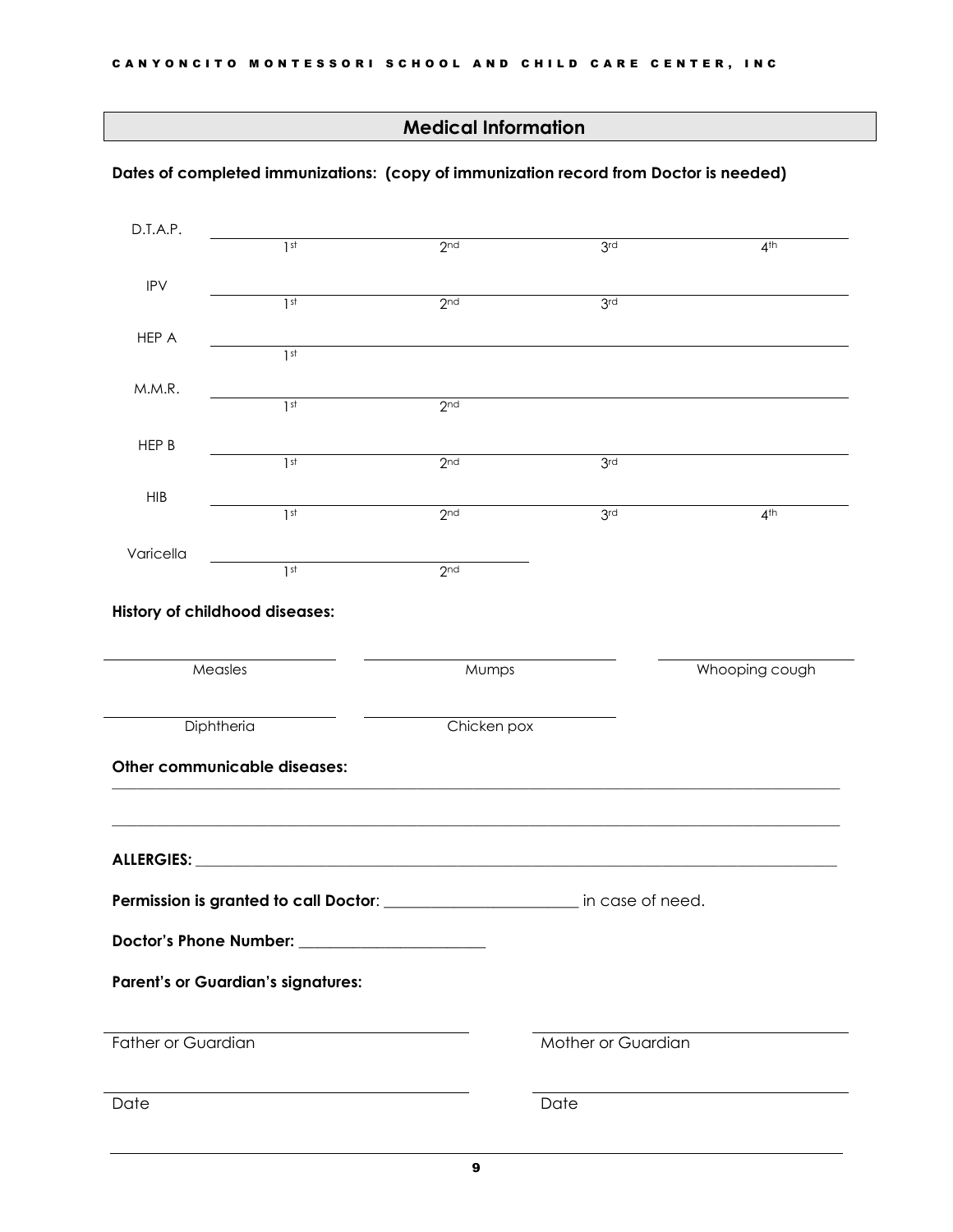## Medical Information

**Dates of completed immunizations: (copy of immunization record from Doctor is needed)**

D.T.A.P. ______________________________________________
1st 2nd 3rd 4th

IPV ______________________________________________
1st 2nd 3rd

HEP A ______________________________________________
1st

M.M.R. ______________________________________________
1st 2nd

HEP B ______________________________________________
1st 2nd 3rd

HIB ______________________________________________
1st 2nd 3rd 4th

Varicella ______________________________
1st 2nd

**History of childhood diseases:**

______________________ Measles

______________________ Mumps

______________________ Whooping cough

______________________ Diphtheria

______________________ Chicken pox

**Other communicable diseases:**

___________________________________________________________________________

___________________________________________________________________________

**ALLERGIES:** ___________________________________________________________________

**Permission is granted to call Doctor**: ________________________ in case of need.

**Doctor's Phone Number:** ________________________

**Parent's or Guardian's signatures:**

______________________________________
Father or Guardian

______________________________________
Mother or Guardian

______________________________________
Date

______________________________________
Date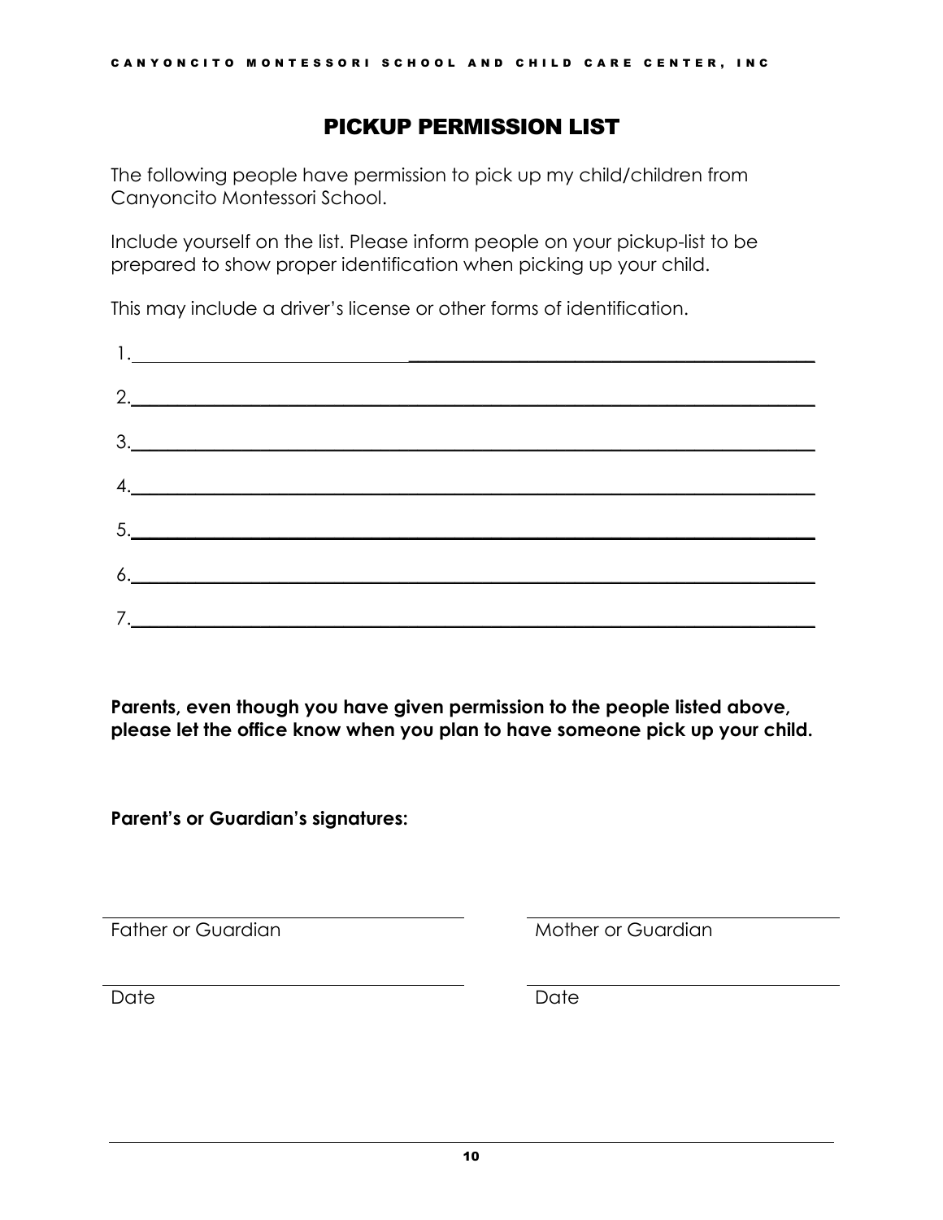## PICKUP PERMISSION LIST

The following people have permission to pick up my child/children from Canyoncito Montessori School.

Include yourself on the list. Please inform people on your pickup-list to be prepared to show proper identification when picking up your child.

This may include a driver's license or other forms of identification.

1. ______________________________________________

2. ______________________________________________

3. ______________________________________________

4. ______________________________________________

5. ______________________________________________

6. ______________________________________________

7. ______________________________________________

**Parents, even though you have given permission to the people listed above, please let the office know when you plan to have someone pick up your child.**

**Parent's or Guardian's signatures:**

| | |
|---|---|
| ______________________ | ______________________ |
| Father or Guardian | Mother or Guardian |
| ______________________ | ______________________ |
| Date | Date |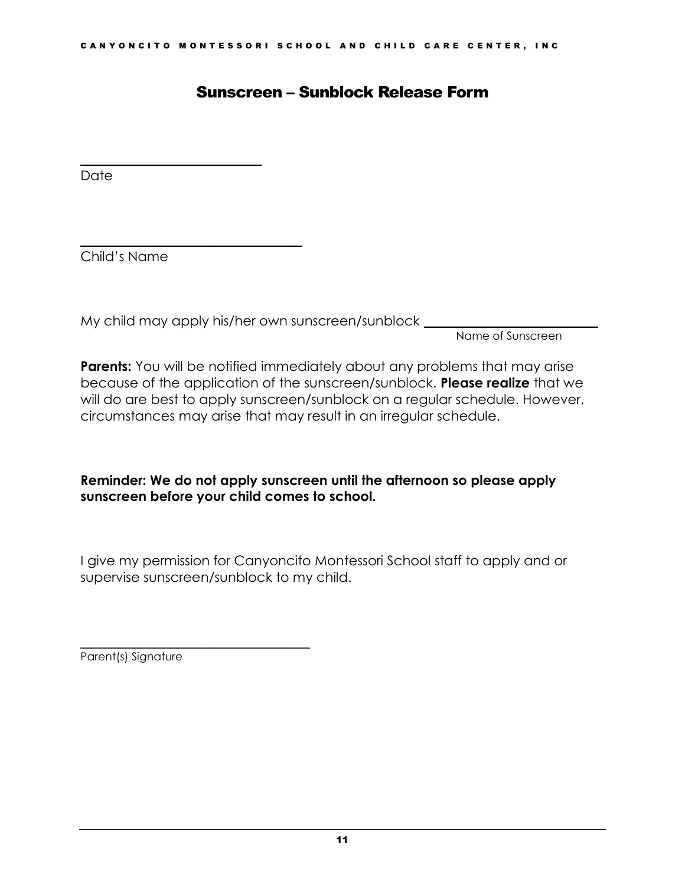# Sunscreen – Sunblock Release Form

\_\_\_\_\_\_\_\_\_\_\_\_\_\_\_\_\_\_\_\_\_\_\_\_\_\_
Date

\_\_\_\_\_\_\_\_\_\_\_\_\_\_\_\_\_\_\_\_\_\_\_\_\_\_\_\_\_\_\_
Child's Name

My child may apply his/her own sunscreen/sunblock \_\_\_\_\_\_\_\_\_\_\_\_\_\_\_\_\_\_\_\_\_\_\_\_
Name of Sunscreen

**Parents:** You will be notified immediately about any problems that may arise because of the application of the sunscreen/sunblock. **Please realize** that we will do are best to apply sunscreen/sunblock on a regular schedule. However, circumstances may arise that may result in an irregular schedule.

**Reminder: We do not apply sunscreen until the afternoon so please apply sunscreen before your child comes to school.**

I give my permission for Canyoncito Montessori School staff to apply and or supervise sunscreen/sunblock to my child.

\_\_\_\_\_\_\_\_\_\_\_\_\_\_\_\_\_\_\_\_\_\_\_\_\_\_\_\_\_\_\_\_\_
Parent(s) Signature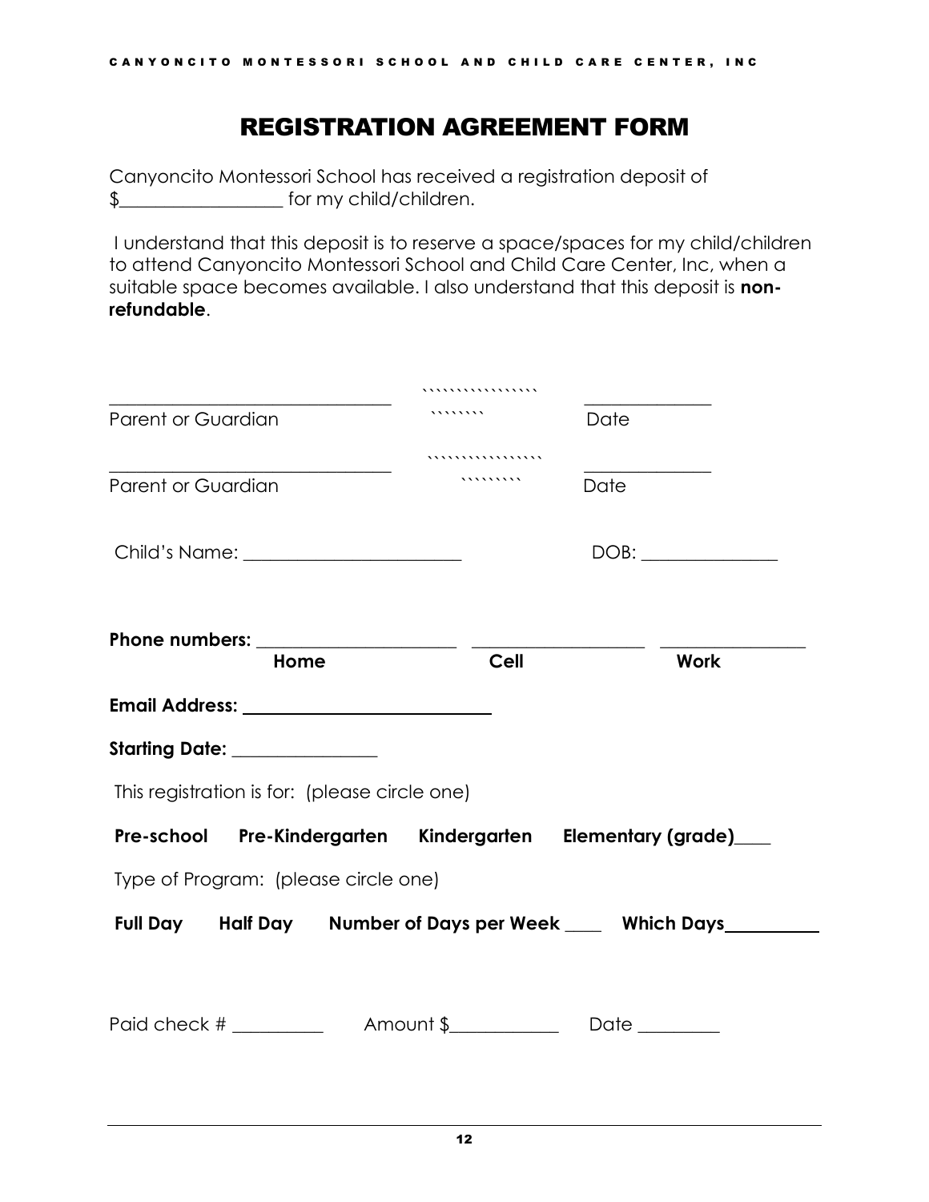# REGISTRATION AGREEMENT FORM

Canyoncito Montessori School has received a registration deposit of $__________________ for my child/children.

I understand that this deposit is to reserve a space/spaces for my child/children to attend Canyoncito Montessori School and Child Care Center, Inc, when a suitable space becomes available. I also understand that this deposit is **non-refundable**.

_______________________________ _______________
Parent or Guardian Date

_______________________________ _______________
Parent or Guardian Date

Child's Name: ________________________ DOB: _______________

**Phone numbers:** ______________________ ____________________ ________________
**Home** **Cell** **Work**

**Email Address:** ___________________________

**Starting Date:** ________________

This registration is for: (please circle one)

**Pre-school Pre-Kindergarten Kindergarten Elementary (grade)____**

Type of Program: (please circle one)

**Full Day Half Day Number of Days per Week ____ Which Days__________**

Paid check # __________ Amount $____________ Date _________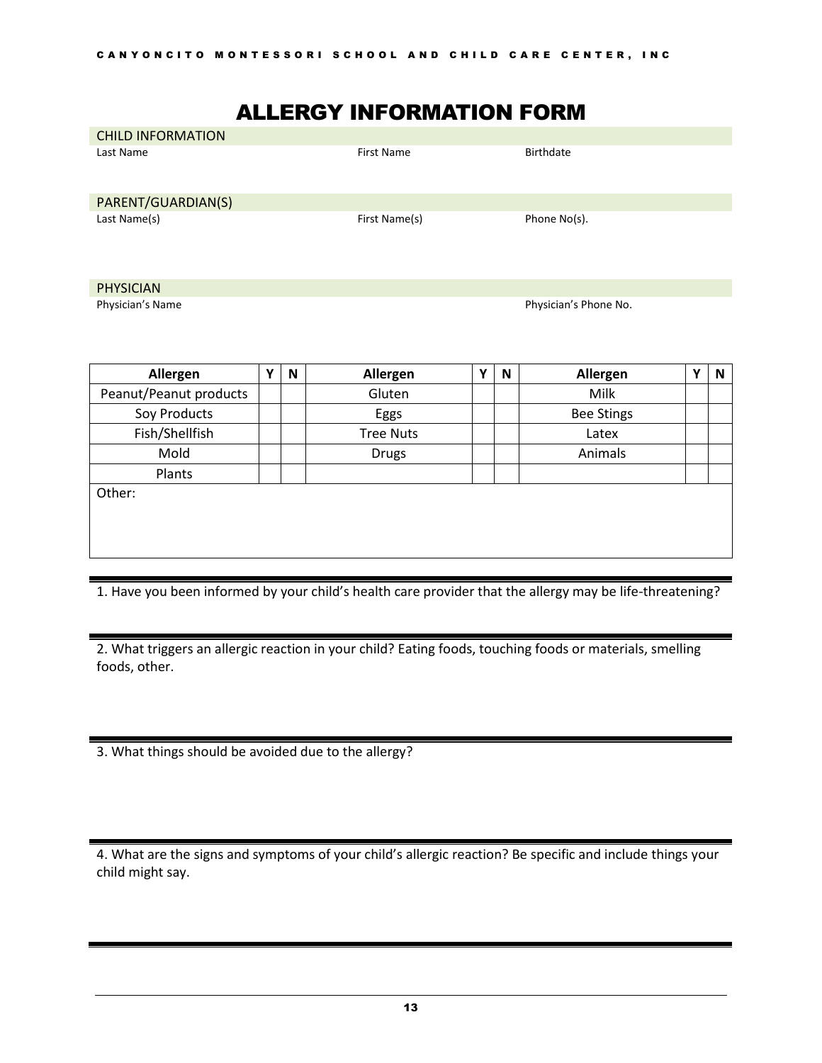# ALLERGY INFORMATION FORM

**CHILD INFORMATION**

| Last Name | First Name | Birthdate |
|---|---|---|
| | | |

**PARENT/GUARDIAN(S)**

| Last Name(s) | First Name(s) | Phone No(s). |
|---|---|---|
| | | |

**PHYSICIAN**

| Physician's Name | Physician's Phone No. |
|---|---|
| | |

| Allergen | Y | N | Allergen | Y | N | Allergen | Y | N |
|---|---|---|---|---|---|---|---|---|
| Peanut/Peanut products | | | Gluten | | | Milk | | |
| Soy Products | | | Eggs | | | Bee Stings | | |
| Fish/Shellfish | | | Tree Nuts | | | Latex | | |
| Mold | | | Drugs | | | Animals | | |
| Plants | | | | | | | | |
| Other: | | | | | | | | |

1. Have you been informed by your child's health care provider that the allergy may be life-threatening?

2. What triggers an allergic reaction in your child? Eating foods, touching foods or materials, smelling foods, other.

3. What things should be avoided due to the allergy?

4. What are the signs and symptoms of your child's allergic reaction? Be specific and include things your child might say.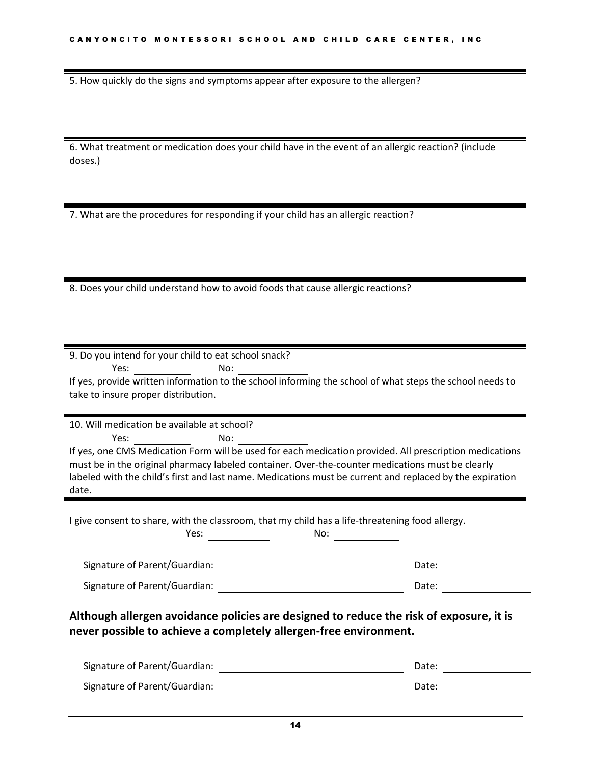5. How quickly do the signs and symptoms appear after exposure to the allergen?

6. What treatment or medication does your child have in the event of an allergic reaction? (include doses.)

7. What are the procedures for responding if your child has an allergic reaction?

8. Does your child understand how to avoid foods that cause allergic reactions?

9. Do you intend for your child to eat school snack?

Yes: ______ No: ______

If yes, provide written information to the school informing the school of what steps the school needs to take to insure proper distribution.

10. Will medication be available at school?

Yes: ______ No: ______

If yes, one CMS Medication Form will be used for each medication provided. All prescription medications must be in the original pharmacy labeled container. Over-the-counter medications must be clearly labeled with the child's first and last name. Medications must be current and replaced by the expiration date.

I give consent to share, with the classroom, that my child has a life-threatening food allergy.

Yes: ______ No: ______

Signature of Parent/Guardian: ____________________ Date: ______

Signature of Parent/Guardian: ____________________ Date: ______

**Although allergen avoidance policies are designed to reduce the risk of exposure, it is never possible to achieve a completely allergen-free environment.**

Signature of Parent/Guardian: ____________________ Date: ______

Signature of Parent/Guardian: ____________________ Date: ______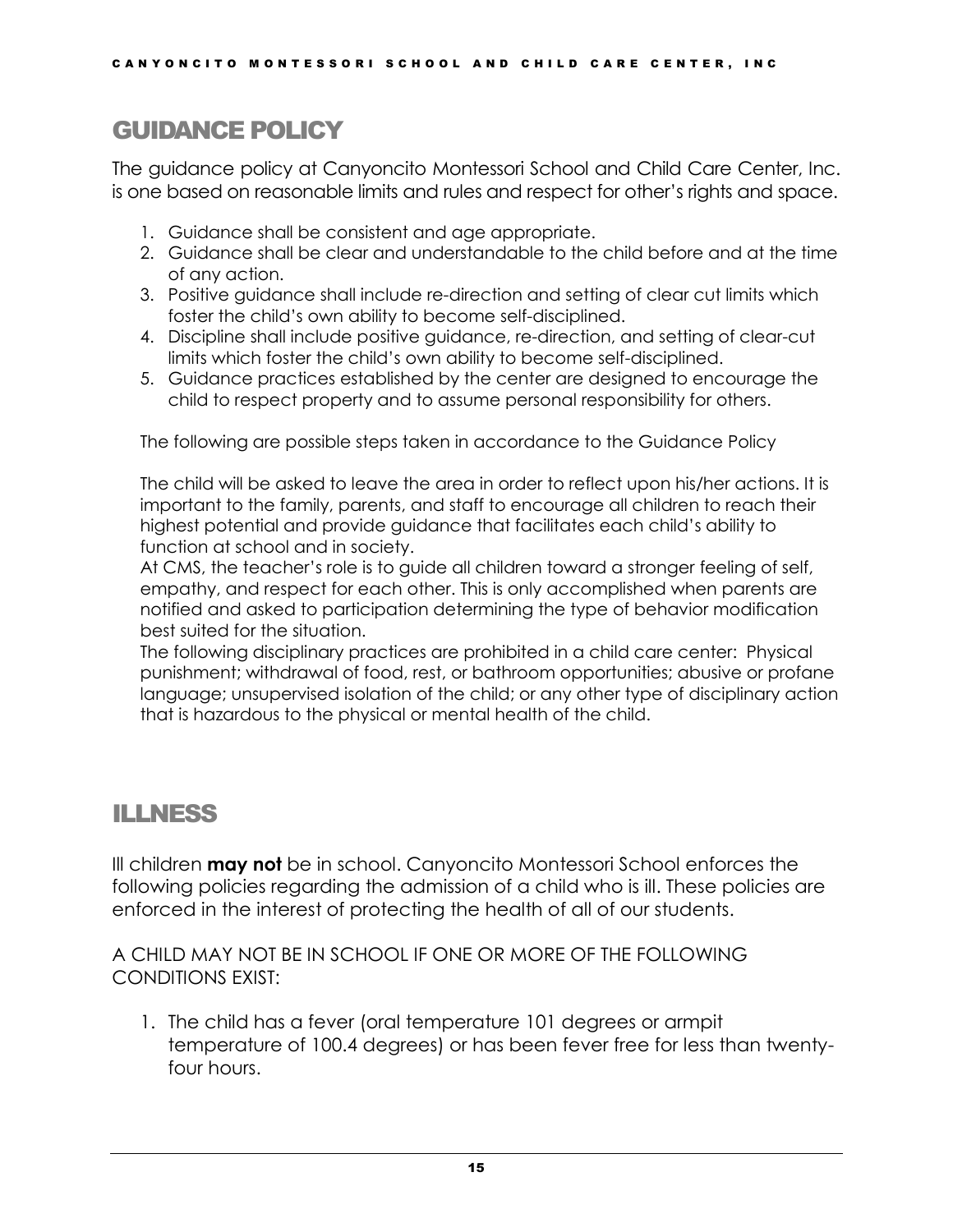## GUIDANCE POLICY

The guidance policy at Canyoncito Montessori School and Child Care Center, Inc. is one based on reasonable limits and rules and respect for other's rights and space.

1. Guidance shall be consistent and age appropriate.
2. Guidance shall be clear and understandable to the child before and at the time of any action.
3. Positive guidance shall include re-direction and setting of clear cut limits which foster the child's own ability to become self-disciplined.
4. Discipline shall include positive guidance, re-direction, and setting of clear-cut limits which foster the child's own ability to become self-disciplined.
5. Guidance practices established by the center are designed to encourage the child to respect property and to assume personal responsibility for others.

The following are possible steps taken in accordance to the Guidance Policy

The child will be asked to leave the area in order to reflect upon his/her actions. It is important to the family, parents, and staff to encourage all children to reach their highest potential and provide guidance that facilitates each child's ability to function at school and in society.
At CMS, the teacher's role is to guide all children toward a stronger feeling of self, empathy, and respect for each other. This is only accomplished when parents are notified and asked to participation determining the type of behavior modification best suited for the situation.
The following disciplinary practices are prohibited in a child care center: Physical punishment; withdrawal of food, rest, or bathroom opportunities; abusive or profane language; unsupervised isolation of the child; or any other type of disciplinary action that is hazardous to the physical or mental health of the child.

## ILLNESS

Ill children **may not** be in school. Canyoncito Montessori School enforces the following policies regarding the admission of a child who is ill. These policies are enforced in the interest of protecting the health of all of our students.

A CHILD MAY NOT BE IN SCHOOL IF ONE OR MORE OF THE FOLLOWING CONDITIONS EXIST:

1. The child has a fever (oral temperature 101 degrees or armpit temperature of 100.4 degrees) or has been fever free for less than twenty-four hours.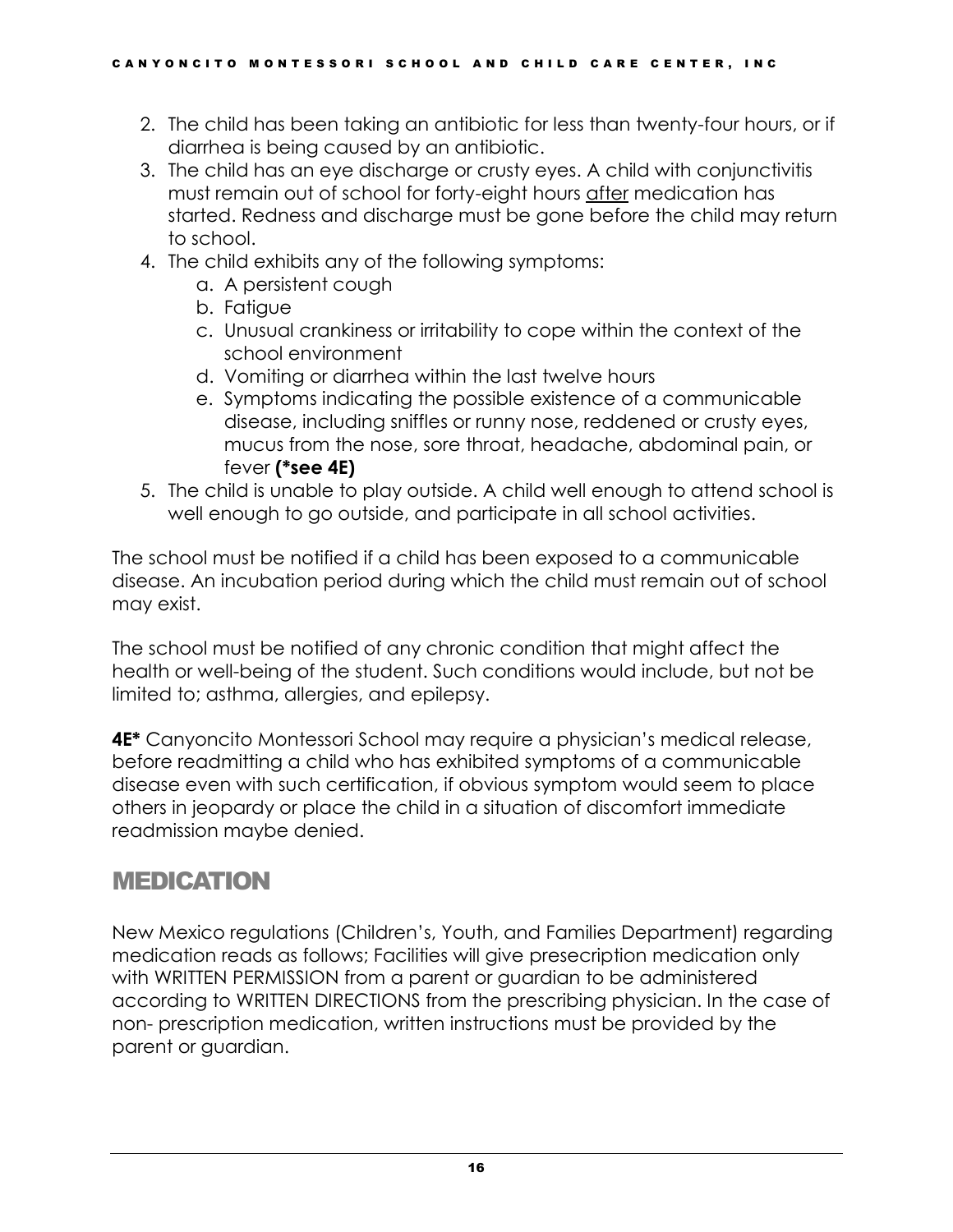2. The child has been taking an antibiotic for less than twenty-four hours, or if diarrhea is being caused by an antibiotic.
3. The child has an eye discharge or crusty eyes. A child with conjunctivitis must remain out of school for forty-eight hours <u>after</u> medication has started. Redness and discharge must be gone before the child may return to school.
4. The child exhibits any of the following symptoms:
    a. A persistent cough
    b. Fatigue
    c. Unusual crankiness or irritability to cope within the context of the school environment
    d. Vomiting or diarrhea within the last twelve hours
    e. Symptoms indicating the possible existence of a communicable disease, including sniffles or runny nose, reddened or crusty eyes, mucus from the nose, sore throat, headache, abdominal pain, or fever **(*see 4E)**
5. The child is unable to play outside. A child well enough to attend school is well enough to go outside, and participate in all school activities.

The school must be notified if a child has been exposed to a communicable disease. An incubation period during which the child must remain out of school may exist.

The school must be notified of any chronic condition that might affect the health or well-being of the student. Such conditions would include, but not be limited to; asthma, allergies, and epilepsy.

**4E*** Canyoncito Montessori School may require a physician's medical release, before readmitting a child who has exhibited symptoms of a communicable disease even with such certification, if obvious symptom would seem to place others in jeopardy or place the child in a situation of discomfort immediate readmission maybe denied.

## MEDICATION

New Mexico regulations (Children's, Youth, and Families Department) regarding medication reads as follows; Facilities will give presecription medication only with WRITTEN PERMISSION from a parent or guardian to be administered according to WRITTEN DIRECTIONS from the prescribing physician. In the case of non- prescription medication, written instructions must be provided by the parent or guardian.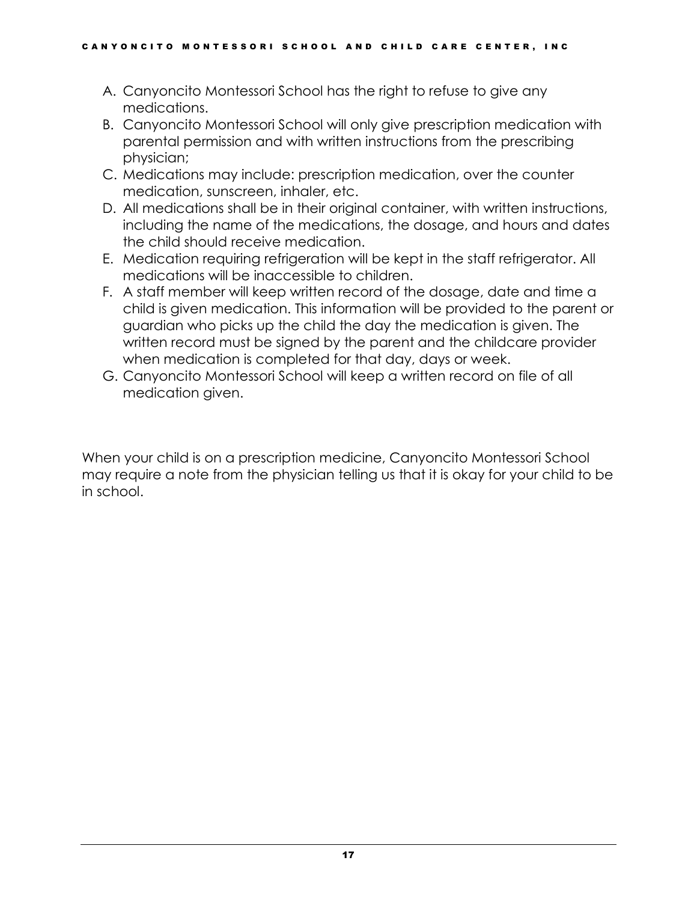A. Canyoncito Montessori School has the right to refuse to give any medications.
B. Canyoncito Montessori School will only give prescription medication with parental permission and with written instructions from the prescribing physician;
C. Medications may include: prescription medication, over the counter medication, sunscreen, inhaler, etc.
D. All medications shall be in their original container, with written instructions, including the name of the medications, the dosage, and hours and dates the child should receive medication.
E. Medication requiring refrigeration will be kept in the staff refrigerator. All medications will be inaccessible to children.
F. A staff member will keep written record of the dosage, date and time a child is given medication. This information will be provided to the parent or guardian who picks up the child the day the medication is given. The written record must be signed by the parent and the childcare provider when medication is completed for that day, days or week.
G. Canyoncito Montessori School will keep a written record on file of all medication given.

When your child is on a prescription medicine, Canyoncito Montessori School may require a note from the physician telling us that it is okay for your child to be in school.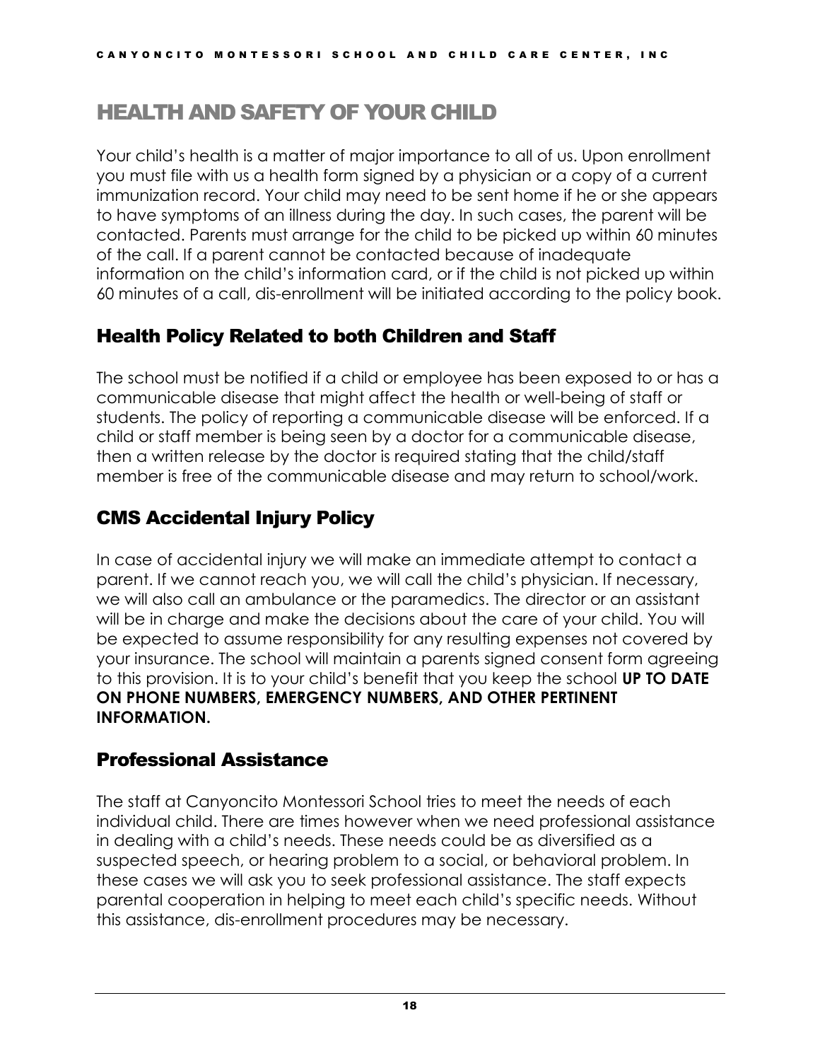# HEALTH AND SAFETY OF YOUR CHILD

Your child's health is a matter of major importance to all of us. Upon enrollment you must file with us a health form signed by a physician or a copy of a current immunization record. Your child may need to be sent home if he or she appears to have symptoms of an illness during the day. In such cases, the parent will be contacted. Parents must arrange for the child to be picked up within 60 minutes of the call. If a parent cannot be contacted because of inadequate information on the child's information card, or if the child is not picked up within 60 minutes of a call, dis-enrollment will be initiated according to the policy book.

## Health Policy Related to both Children and Staff

The school must be notified if a child or employee has been exposed to or has a communicable disease that might affect the health or well-being of staff or students. The policy of reporting a communicable disease will be enforced. If a child or staff member is being seen by a doctor for a communicable disease, then a written release by the doctor is required stating that the child/staff member is free of the communicable disease and may return to school/work.

## CMS Accidental Injury Policy

In case of accidental injury we will make an immediate attempt to contact a parent. If we cannot reach you, we will call the child's physician. If necessary, we will also call an ambulance or the paramedics. The director or an assistant will be in charge and make the decisions about the care of your child. You will be expected to assume responsibility for any resulting expenses not covered by your insurance. The school will maintain a parents signed consent form agreeing to this provision. It is to your child's benefit that you keep the school **UP TO DATE ON PHONE NUMBERS, EMERGENCY NUMBERS, AND OTHER PERTINENT INFORMATION.**

## Professional Assistance

The staff at Canyoncito Montessori School tries to meet the needs of each individual child. There are times however when we need professional assistance in dealing with a child's needs. These needs could be as diversified as a suspected speech, or hearing problem to a social, or behavioral problem. In these cases we will ask you to seek professional assistance. The staff expects parental cooperation in helping to meet each child's specific needs. Without this assistance, dis-enrollment procedures may be necessary.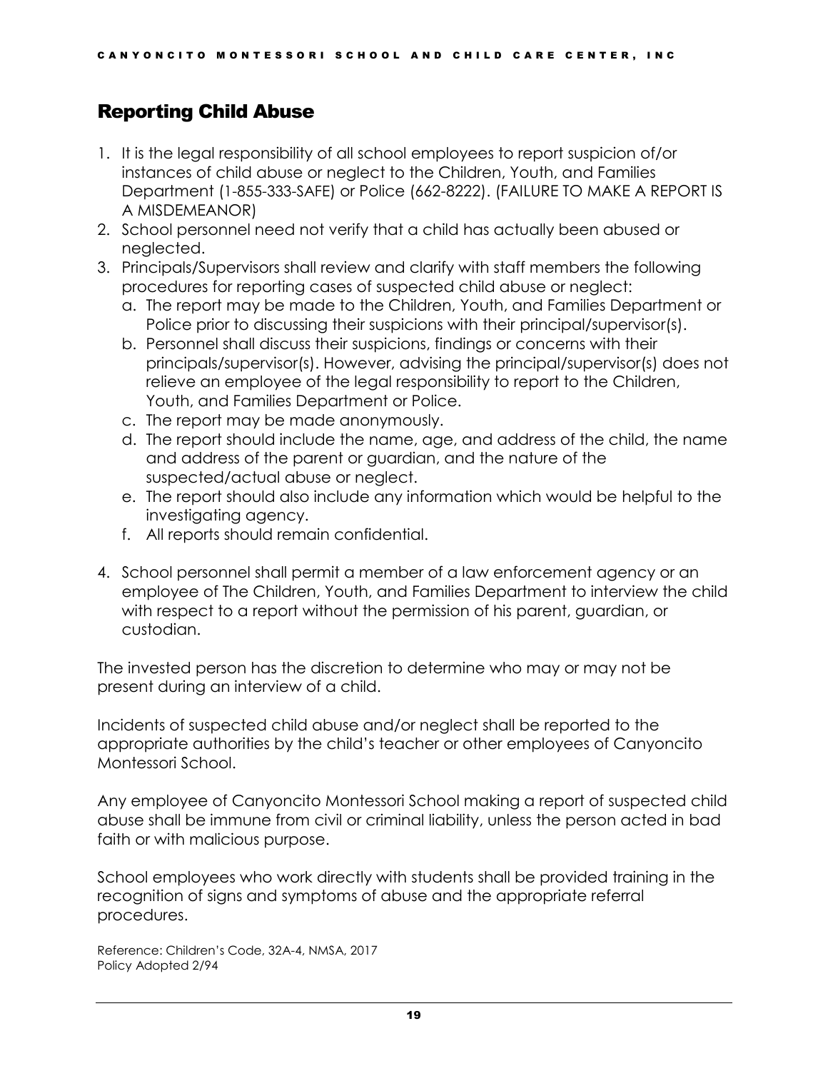## Reporting Child Abuse

1. It is the legal responsibility of all school employees to report suspicion of/or instances of child abuse or neglect to the Children, Youth, and Families Department (1-855-333-SAFE) or Police (662-8222). (FAILURE TO MAKE A REPORT IS A MISDEMEANOR)
2. School personnel need not verify that a child has actually been abused or neglected.
3. Principals/Supervisors shall review and clarify with staff members the following procedures for reporting cases of suspected child abuse or neglect:
   a. The report may be made to the Children, Youth, and Families Department or Police prior to discussing their suspicions with their principal/supervisor(s).
   b. Personnel shall discuss their suspicions, findings or concerns with their principals/supervisor(s). However, advising the principal/supervisor(s) does not relieve an employee of the legal responsibility to report to the Children, Youth, and Families Department or Police.
   c. The report may be made anonymously.
   d. The report should include the name, age, and address of the child, the name and address of the parent or guardian, and the nature of the suspected/actual abuse or neglect.
   e. The report should also include any information which would be helpful to the investigating agency.
   f. All reports should remain confidential.
4. School personnel shall permit a member of a law enforcement agency or an employee of The Children, Youth, and Families Department to interview the child with respect to a report without the permission of his parent, guardian, or custodian.

The invested person has the discretion to determine who may or may not be present during an interview of a child.

Incidents of suspected child abuse and/or neglect shall be reported to the appropriate authorities by the child's teacher or other employees of Canyoncito Montessori School.

Any employee of Canyoncito Montessori School making a report of suspected child abuse shall be immune from civil or criminal liability, unless the person acted in bad faith or with malicious purpose.

School employees who work directly with students shall be provided training in the recognition of signs and symptoms of abuse and the appropriate referral procedures.

Reference: Children's Code, 32A-4, NMSA, 2017
Policy Adopted 2/94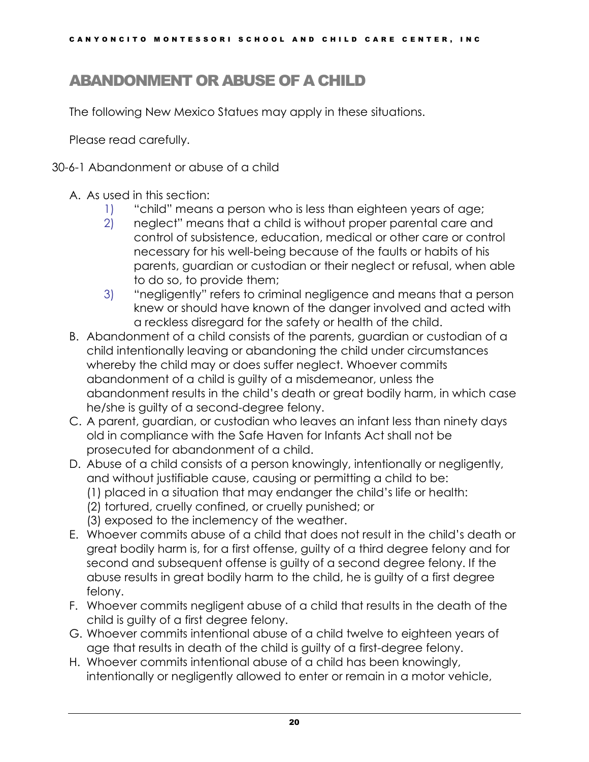# ABANDONMENT OR ABUSE OF A CHILD

The following New Mexico Statues may apply in these situations.

Please read carefully.

30-6-1 Abandonment or abuse of a child

A. As used in this section:
    1) “child” means a person who is less than eighteen years of age;
    2) neglect” means that a child is without proper parental care and control of subsistence, education, medical or other care or control necessary for his well-being because of the faults or habits of his parents, guardian or custodian or their neglect or refusal, when able to do so, to provide them;
    3) “negligently” refers to criminal negligence and means that a person knew or should have known of the danger involved and acted with a reckless disregard for the safety or health of the child.
B. Abandonment of a child consists of the parents, guardian or custodian of a child intentionally leaving or abandoning the child under circumstances whereby the child may or does suffer neglect. Whoever commits abandonment of a child is guilty of a misdemeanor, unless the abandonment results in the child’s death or great bodily harm, in which case he/she is guilty of a second-degree felony.
C. A parent, guardian, or custodian who leaves an infant less than ninety days old in compliance with the Safe Haven for Infants Act shall not be prosecuted for abandonment of a child.
D. Abuse of a child consists of a person knowingly, intentionally or negligently, and without justifiable cause, causing or permitting a child to be:
    (1) placed in a situation that may endanger the child’s life or health:
    (2) tortured, cruelly confined, or cruelly punished; or
    (3) exposed to the inclemency of the weather.
E. Whoever commits abuse of a child that does not result in the child’s death or great bodily harm is, for a first offense, guilty of a third degree felony and for second and subsequent offense is guilty of a second degree felony. If the abuse results in great bodily harm to the child, he is guilty of a first degree felony.
F. Whoever commits negligent abuse of a child that results in the death of the child is guilty of a first degree felony.
G. Whoever commits intentional abuse of a child twelve to eighteen years of age that results in death of the child is guilty of a first-degree felony.
H. Whoever commits intentional abuse of a child has been knowingly, intentionally or negligently allowed to enter or remain in a motor vehicle,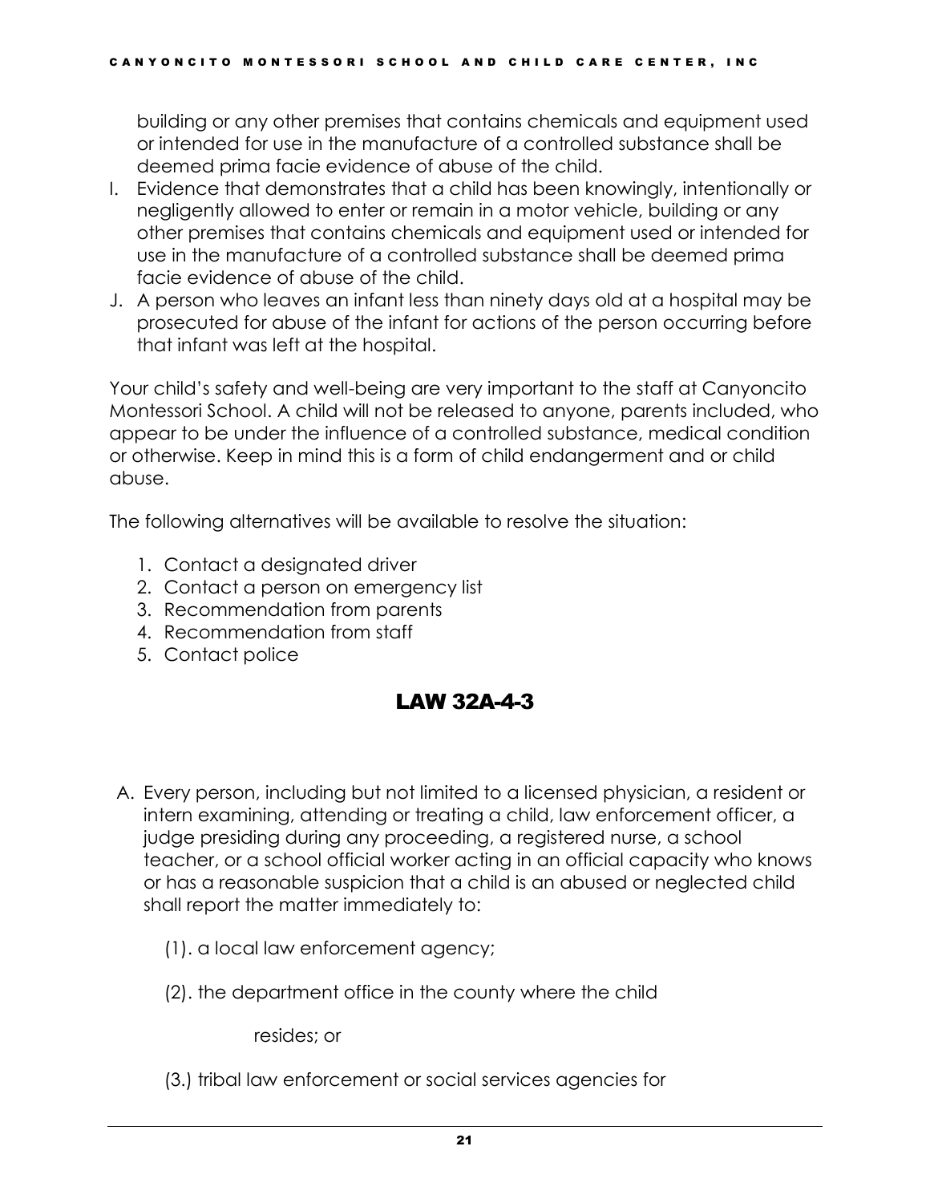building or any other premises that contains chemicals and equipment used or intended for use in the manufacture of a controlled substance shall be deemed prima facie evidence of abuse of the child.

I. Evidence that demonstrates that a child has been knowingly, intentionally or negligently allowed to enter or remain in a motor vehicle, building or any other premises that contains chemicals and equipment used or intended for use in the manufacture of a controlled substance shall be deemed prima facie evidence of abuse of the child.

J. A person who leaves an infant less than ninety days old at a hospital may be prosecuted for abuse of the infant for actions of the person occurring before that infant was left at the hospital.

Your child's safety and well-being are very important to the staff at Canyoncito Montessori School. A child will not be released to anyone, parents included, who appear to be under the influence of a controlled substance, medical condition or otherwise. Keep in mind this is a form of child endangerment and or child abuse.

The following alternatives will be available to resolve the situation:

1. Contact a designated driver
2. Contact a person on emergency list
3. Recommendation from parents
4. Recommendation from staff
5. Contact police

## LAW 32A-4-3

A. Every person, including but not limited to a licensed physician, a resident or intern examining, attending or treating a child, law enforcement officer, a judge presiding during any proceeding, a registered nurse, a school teacher, or a school official worker acting in an official capacity who knows or has a reasonable suspicion that a child is an abused or neglected child shall report the matter immediately to:

(1). a local law enforcement agency;

(2). the department office in the county where the child resides; or

(3.) tribal law enforcement or social services agencies for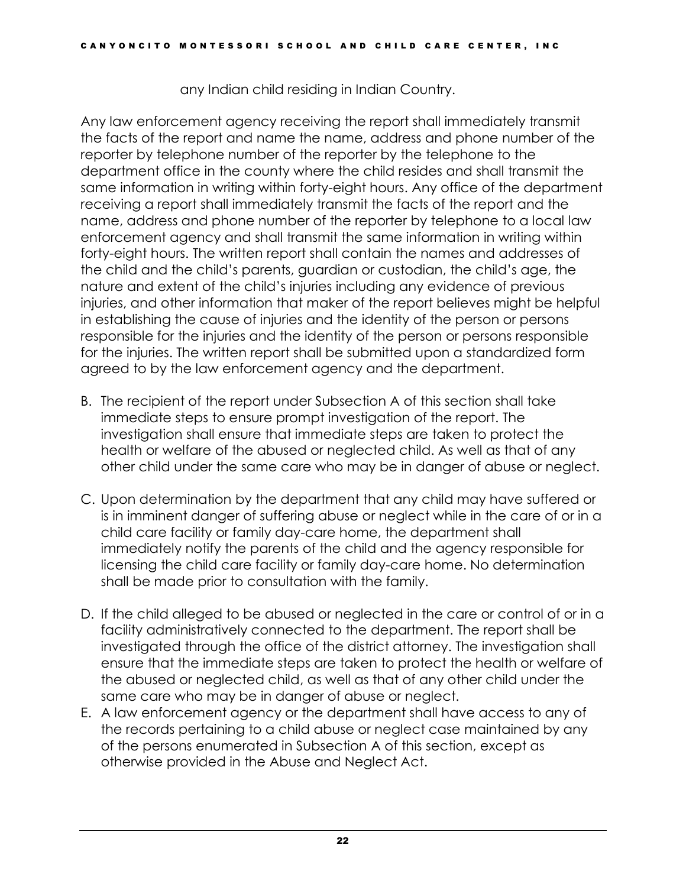any Indian child residing in Indian Country.

Any law enforcement agency receiving the report shall immediately transmit the facts of the report and name the name, address and phone number of the reporter by telephone number of the reporter by the telephone to the department office in the county where the child resides and shall transmit the same information in writing within forty-eight hours. Any office of the department receiving a report shall immediately transmit the facts of the report and the name, address and phone number of the reporter by telephone to a local law enforcement agency and shall transmit the same information in writing within forty-eight hours. The written report shall contain the names and addresses of the child and the child's parents, guardian or custodian, the child's age, the nature and extent of the child's injuries including any evidence of previous injuries, and other information that maker of the report believes might be helpful in establishing the cause of injuries and the identity of the person or persons responsible for the injuries and the identity of the person or persons responsible for the injuries. The written report shall be submitted upon a standardized form agreed to by the law enforcement agency and the department.

B. The recipient of the report under Subsection A of this section shall take immediate steps to ensure prompt investigation of the report. The investigation shall ensure that immediate steps are taken to protect the health or welfare of the abused or neglected child. As well as that of any other child under the same care who may be in danger of abuse or neglect.

C. Upon determination by the department that any child may have suffered or is in imminent danger of suffering abuse or neglect while in the care of or in a child care facility or family day-care home, the department shall immediately notify the parents of the child and the agency responsible for licensing the child care facility or family day-care home. No determination shall be made prior to consultation with the family.

D. If the child alleged to be abused or neglected in the care or control of or in a facility administratively connected to the department. The report shall be investigated through the office of the district attorney. The investigation shall ensure that the immediate steps are taken to protect the health or welfare of the abused or neglected child, as well as that of any other child under the same care who may be in danger of abuse or neglect.

E. A law enforcement agency or the department shall have access to any of the records pertaining to a child abuse or neglect case maintained by any of the persons enumerated in Subsection A of this section, except as otherwise provided in the Abuse and Neglect Act.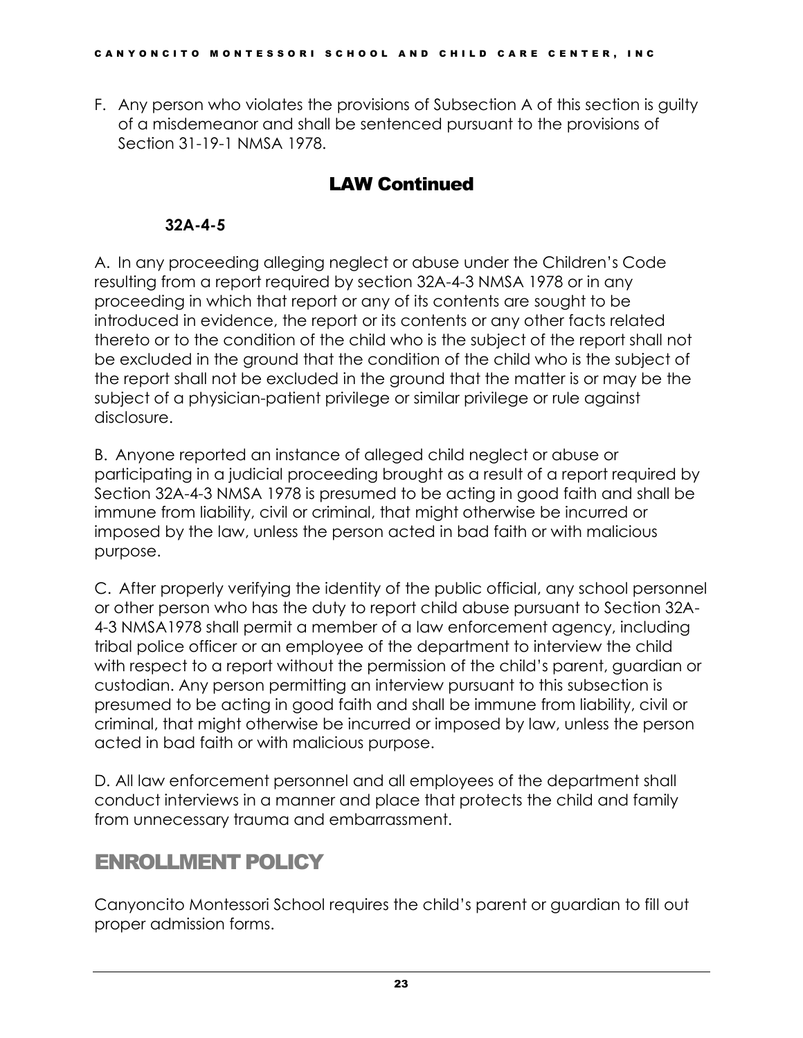F. Any person who violates the provisions of Subsection A of this section is guilty of a misdemeanor and shall be sentenced pursuant to the provisions of Section 31-19-1 NMSA 1978.

## LAW Continued

### 32A-4-5

A. In any proceeding alleging neglect or abuse under the Children's Code resulting from a report required by section 32A-4-3 NMSA 1978 or in any proceeding in which that report or any of its contents are sought to be introduced in evidence, the report or its contents or any other facts related thereto or to the condition of the child who is the subject of the report shall not be excluded in the ground that the condition of the child who is the subject of the report shall not be excluded in the ground that the matter is or may be the subject of a physician-patient privilege or similar privilege or rule against disclosure.

B. Anyone reported an instance of alleged child neglect or abuse or participating in a judicial proceeding brought as a result of a report required by Section 32A-4-3 NMSA 1978 is presumed to be acting in good faith and shall be immune from liability, civil or criminal, that might otherwise be incurred or imposed by the law, unless the person acted in bad faith or with malicious purpose.

C. After properly verifying the identity of the public official, any school personnel or other person who has the duty to report child abuse pursuant to Section 32A-4-3 NMSA1978 shall permit a member of a law enforcement agency, including tribal police officer or an employee of the department to interview the child with respect to a report without the permission of the child's parent, guardian or custodian. Any person permitting an interview pursuant to this subsection is presumed to be acting in good faith and shall be immune from liability, civil or criminal, that might otherwise be incurred or imposed by law, unless the person acted in bad faith or with malicious purpose.

D. All law enforcement personnel and all employees of the department shall conduct interviews in a manner and place that protects the child and family from unnecessary trauma and embarrassment.

# ENROLLMENT POLICY

Canyoncito Montessori School requires the child's parent or guardian to fill out proper admission forms.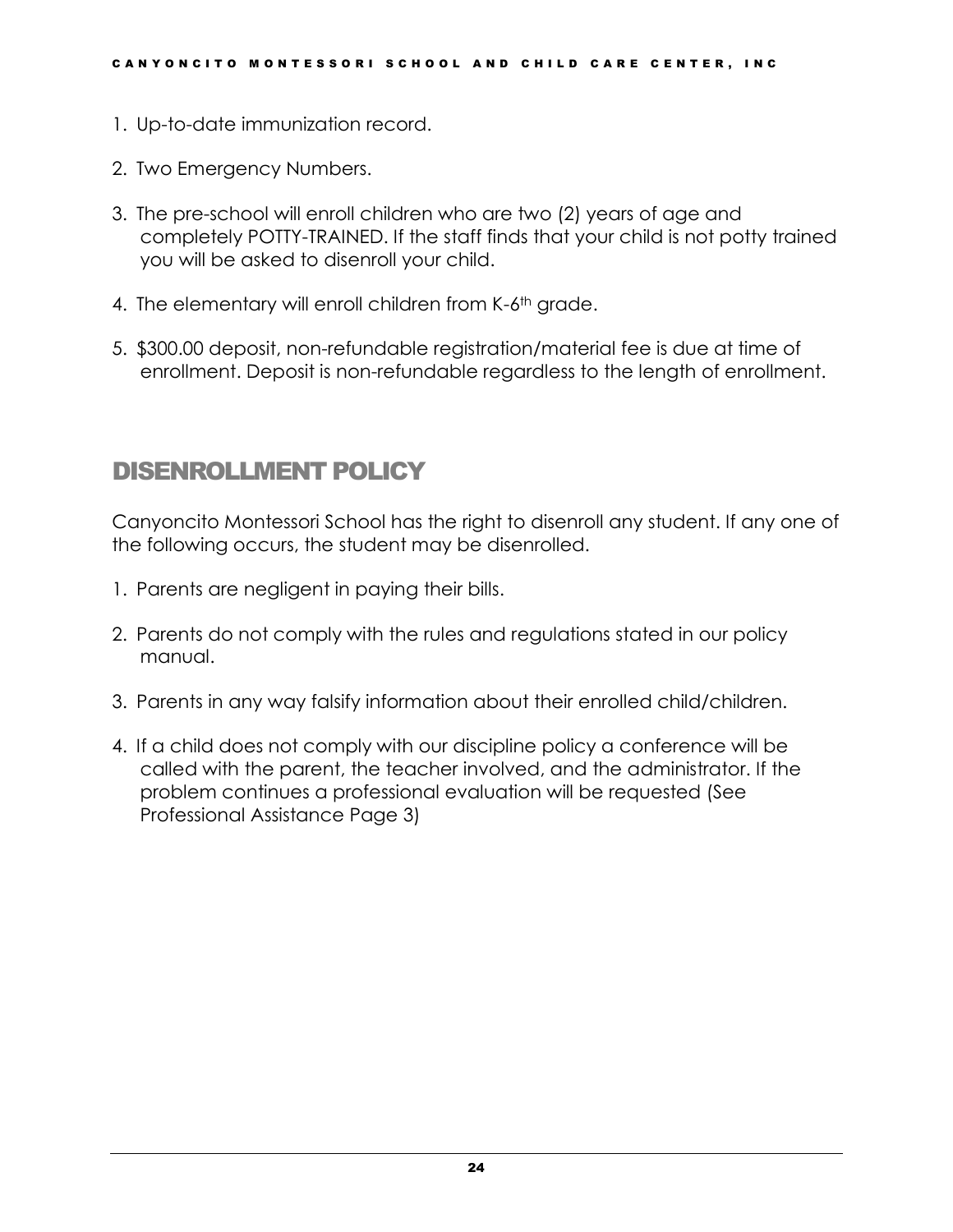1. Up-to-date immunization record.
2. Two Emergency Numbers.
3. The pre-school will enroll children who are two (2) years of age and completely POTTY-TRAINED. If the staff finds that your child is not potty trained you will be asked to disenroll your child.
4. The elementary will enroll children from K-6th grade.
5. $300.00 deposit, non-refundable registration/material fee is due at time of enrollment. Deposit is non-refundable regardless to the length of enrollment.

## DISENROLLMENT POLICY

Canyoncito Montessori School has the right to disenroll any student. If any one of the following occurs, the student may be disenrolled.

1. Parents are negligent in paying their bills.
2. Parents do not comply with the rules and regulations stated in our policy manual.
3. Parents in any way falsify information about their enrolled child/children.
4. If a child does not comply with our discipline policy a conference will be called with the parent, the teacher involved, and the administrator. If the problem continues a professional evaluation will be requested (See Professional Assistance Page 3)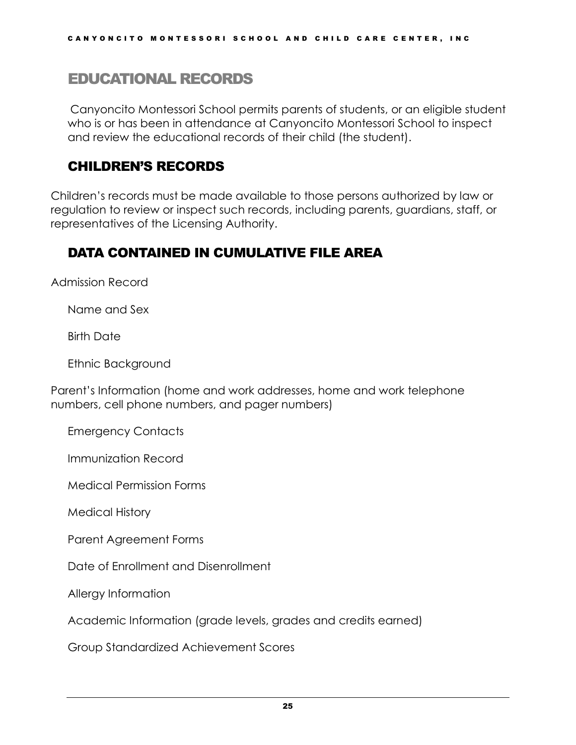## EDUCATIONAL RECORDS

Canyoncito Montessori School permits parents of students, or an eligible student who is or has been in attendance at Canyoncito Montessori School to inspect and review the educational records of their child (the student).

## CHILDREN'S RECORDS

Children's records must be made available to those persons authorized by law or regulation to review or inspect such records, including parents, guardians, staff, or representatives of the Licensing Authority.

## DATA CONTAINED IN CUMULATIVE FILE AREA

Admission Record

Name and Sex

Birth Date

Ethnic Background

Parent's Information (home and work addresses, home and work telephone numbers, cell phone numbers, and pager numbers)

Emergency Contacts

Immunization Record

Medical Permission Forms

Medical History

Parent Agreement Forms

Date of Enrollment and Disenrollment

Allergy Information

Academic Information (grade levels, grades and credits earned)

Group Standardized Achievement Scores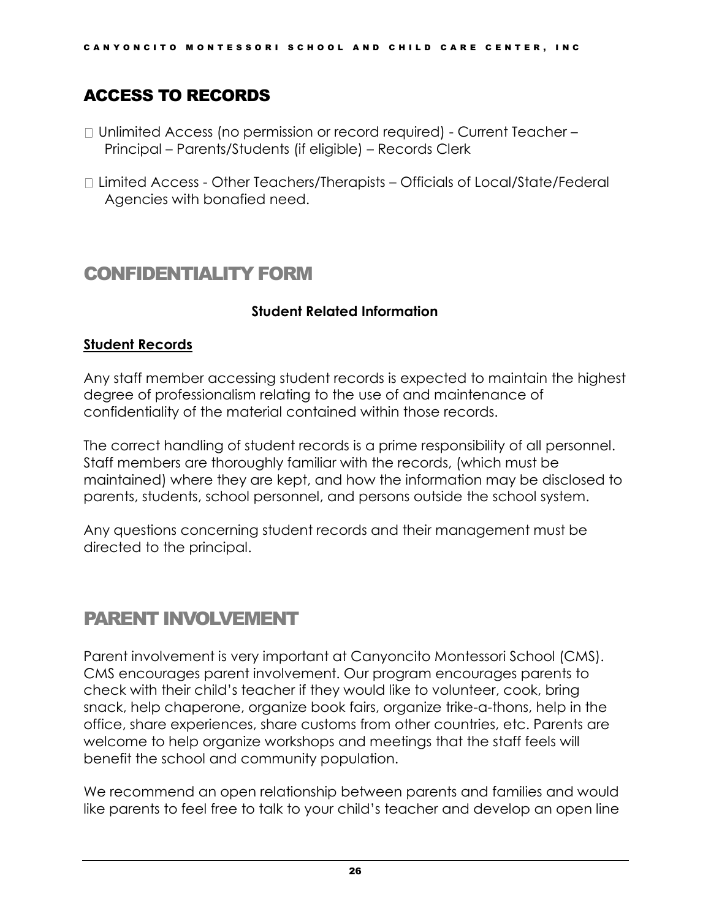## ACCESS TO RECORDS

- Unlimited Access (no permission or record required) - Current Teacher – Principal – Parents/Students (if eligible) – Records Clerk
- Limited Access - Other Teachers/Therapists – Officials of Local/State/Federal Agencies with bonafied need.

## CONFIDENTIALITY FORM

**Student Related Information**

**Student Records**

Any staff member accessing student records is expected to maintain the highest degree of professionalism relating to the use of and maintenance of confidentiality of the material contained within those records.

The correct handling of student records is a prime responsibility of all personnel. Staff members are thoroughly familiar with the records, (which must be maintained) where they are kept, and how the information may be disclosed to parents, students, school personnel, and persons outside the school system.

Any questions concerning student records and their management must be directed to the principal.

## PARENT INVOLVEMENT

Parent involvement is very important at Canyoncito Montessori School (CMS). CMS encourages parent involvement. Our program encourages parents to check with their child's teacher if they would like to volunteer, cook, bring snack, help chaperone, organize book fairs, organize trike-a-thons, help in the office, share experiences, share customs from other countries, etc. Parents are welcome to help organize workshops and meetings that the staff feels will benefit the school and community population.

We recommend an open relationship between parents and families and would like parents to feel free to talk to your child's teacher and develop an open line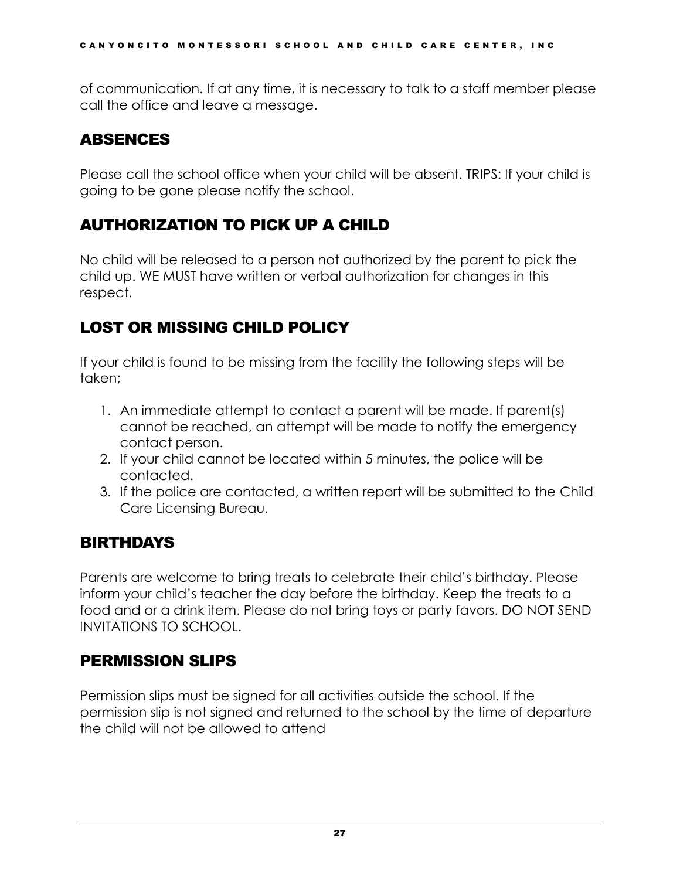of communication. If at any time, it is necessary to talk to a staff member please call the office and leave a message.

## ABSENCES

Please call the school office when your child will be absent. TRIPS: If your child is going to be gone please notify the school.

## AUTHORIZATION TO PICK UP A CHILD

No child will be released to a person not authorized by the parent to pick the child up. WE MUST have written or verbal authorization for changes in this respect.

## LOST OR MISSING CHILD POLICY

If your child is found to be missing from the facility the following steps will be taken;

1. An immediate attempt to contact a parent will be made. If parent(s) cannot be reached, an attempt will be made to notify the emergency contact person.
2. If your child cannot be located within 5 minutes, the police will be contacted.
3. If the police are contacted, a written report will be submitted to the Child Care Licensing Bureau.

## BIRTHDAYS

Parents are welcome to bring treats to celebrate their child's birthday. Please inform your child's teacher the day before the birthday. Keep the treats to a food and or a drink item. Please do not bring toys or party favors. DO NOT SEND INVITATIONS TO SCHOOL.

## PERMISSION SLIPS

Permission slips must be signed for all activities outside the school. If the permission slip is not signed and returned to the school by the time of departure the child will not be allowed to attend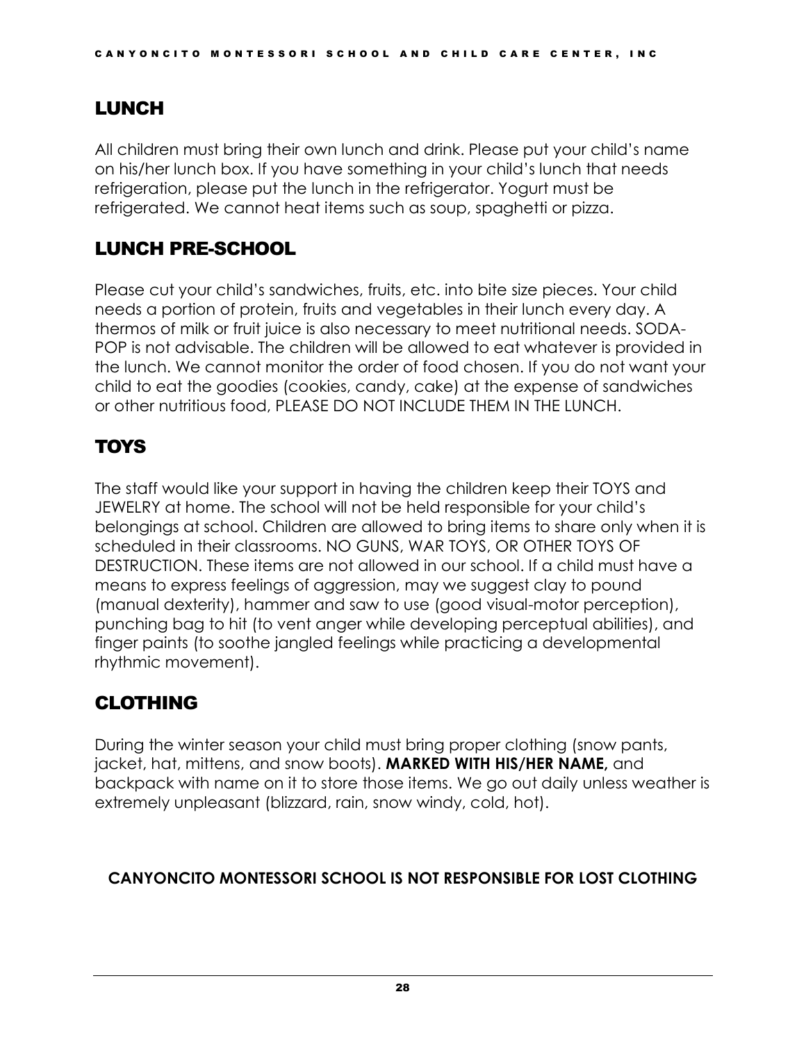## LUNCH

All children must bring their own lunch and drink. Please put your child's name on his/her lunch box. If you have something in your child's lunch that needs refrigeration, please put the lunch in the refrigerator. Yogurt must be refrigerated. We cannot heat items such as soup, spaghetti or pizza.

## LUNCH PRE-SCHOOL

Please cut your child's sandwiches, fruits, etc. into bite size pieces. Your child needs a portion of protein, fruits and vegetables in their lunch every day. A thermos of milk or fruit juice is also necessary to meet nutritional needs. SODA-POP is not advisable. The children will be allowed to eat whatever is provided in the lunch. We cannot monitor the order of food chosen. If you do not want your child to eat the goodies (cookies, candy, cake) at the expense of sandwiches or other nutritious food, PLEASE DO NOT INCLUDE THEM IN THE LUNCH.

## TOYS

The staff would like your support in having the children keep their TOYS and JEWELRY at home. The school will not be held responsible for your child's belongings at school. Children are allowed to bring items to share only when it is scheduled in their classrooms. NO GUNS, WAR TOYS, OR OTHER TOYS OF DESTRUCTION. These items are not allowed in our school. If a child must have a means to express feelings of aggression, may we suggest clay to pound (manual dexterity), hammer and saw to use (good visual-motor perception), punching bag to hit (to vent anger while developing perceptual abilities), and finger paints (to soothe jangled feelings while practicing a developmental rhythmic movement).

## CLOTHING

During the winter season your child must bring proper clothing (snow pants, jacket, hat, mittens, and snow boots). **MARKED WITH HIS/HER NAME,** and backpack with name on it to store those items. We go out daily unless weather is extremely unpleasant (blizzard, rain, snow windy, cold, hot).

**CANYONCITO MONTESSORI SCHOOL IS NOT RESPONSIBLE FOR LOST CLOTHING**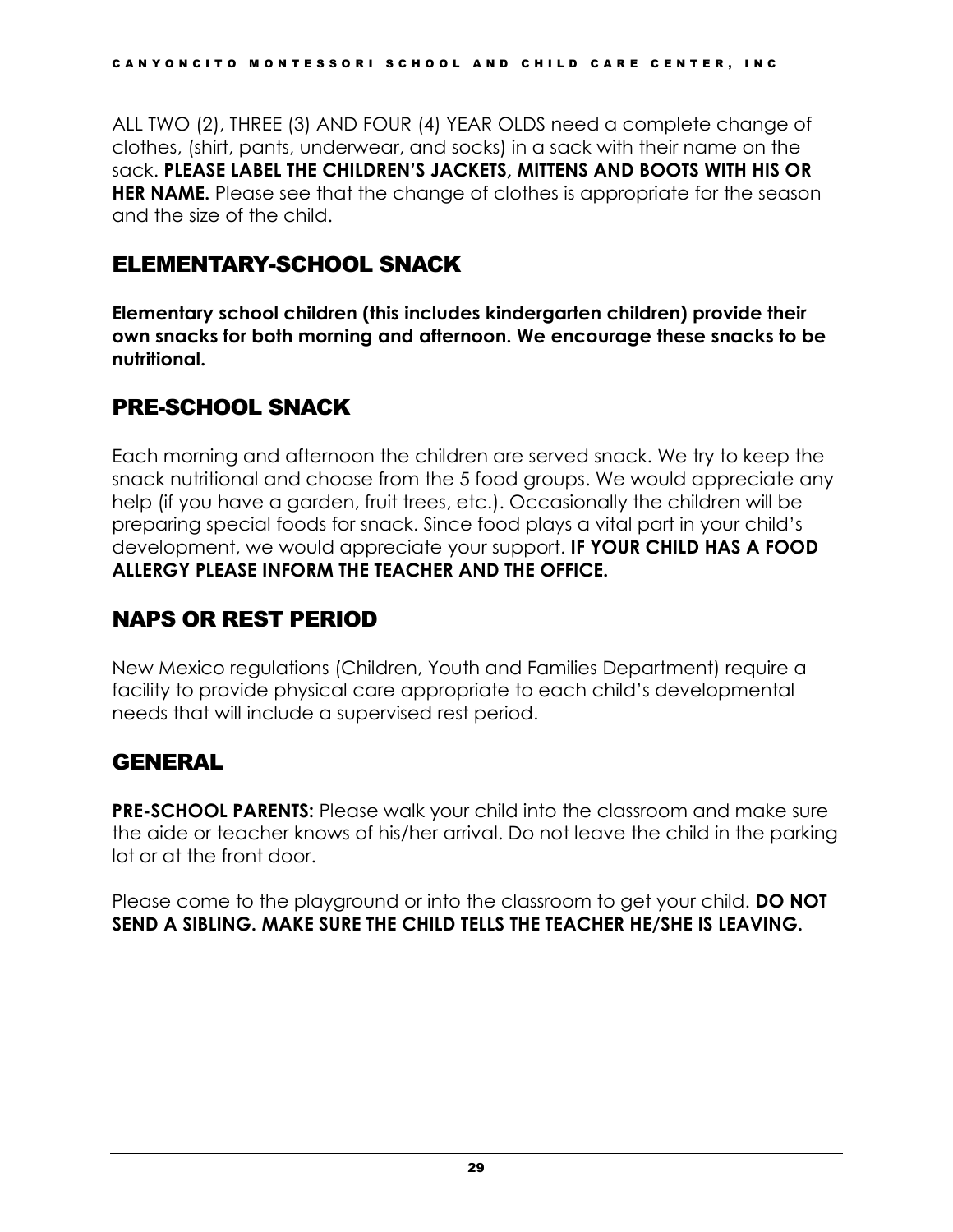ALL TWO (2), THREE (3) AND FOUR (4) YEAR OLDS need a complete change of clothes, (shirt, pants, underwear, and socks) in a sack with their name on the sack. **PLEASE LABEL THE CHILDREN'S JACKETS, MITTENS AND BOOTS WITH HIS OR HER NAME.** Please see that the change of clothes is appropriate for the season and the size of the child.

## ELEMENTARY-SCHOOL SNACK

**Elementary school children (this includes kindergarten children) provide their own snacks for both morning and afternoon. We encourage these snacks to be nutritional.**

## PRE-SCHOOL SNACK

Each morning and afternoon the children are served snack. We try to keep the snack nutritional and choose from the 5 food groups. We would appreciate any help (if you have a garden, fruit trees, etc.). Occasionally the children will be preparing special foods for snack. Since food plays a vital part in your child's development, we would appreciate your support. **IF YOUR CHILD HAS A FOOD ALLERGY PLEASE INFORM THE TEACHER AND THE OFFICE.**

## NAPS OR REST PERIOD

New Mexico regulations (Children, Youth and Families Department) require a facility to provide physical care appropriate to each child's developmental needs that will include a supervised rest period.

## GENERAL

**PRE-SCHOOL PARENTS:** Please walk your child into the classroom and make sure the aide or teacher knows of his/her arrival. Do not leave the child in the parking lot or at the front door.

Please come to the playground or into the classroom to get your child. **DO NOT SEND A SIBLING. MAKE SURE THE CHILD TELLS THE TEACHER HE/SHE IS LEAVING.**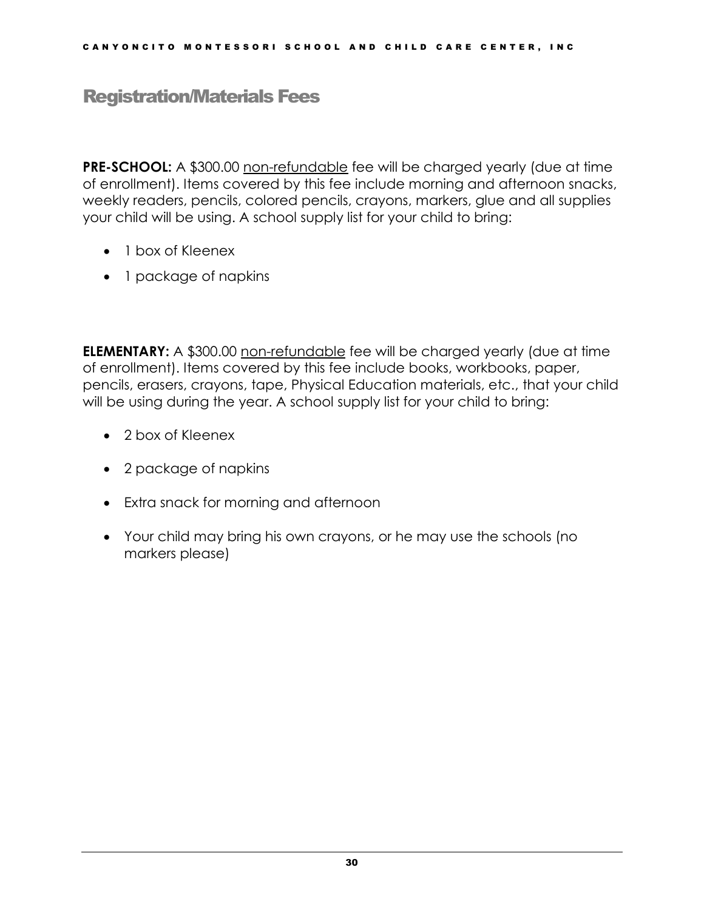## Registration/Materials Fees

**PRE-SCHOOL:** A $300.00 <u>non-refundable</u> fee will be charged yearly (due at time of enrollment). Items covered by this fee include morning and afternoon snacks, weekly readers, pencils, colored pencils, crayons, markers, glue and all supplies your child will be using. A school supply list for your child to bring:

- 1 box of Kleenex
- 1 package of napkins

**ELEMENTARY:** A $300.00 <u>non-refundable</u> fee will be charged yearly (due at time of enrollment). Items covered by this fee include books, workbooks, paper, pencils, erasers, crayons, tape, Physical Education materials, etc., that your child will be using during the year. A school supply list for your child to bring:

- 2 box of Kleenex
- 2 package of napkins
- Extra snack for morning and afternoon
- Your child may bring his own crayons, or he may use the schools (no markers please)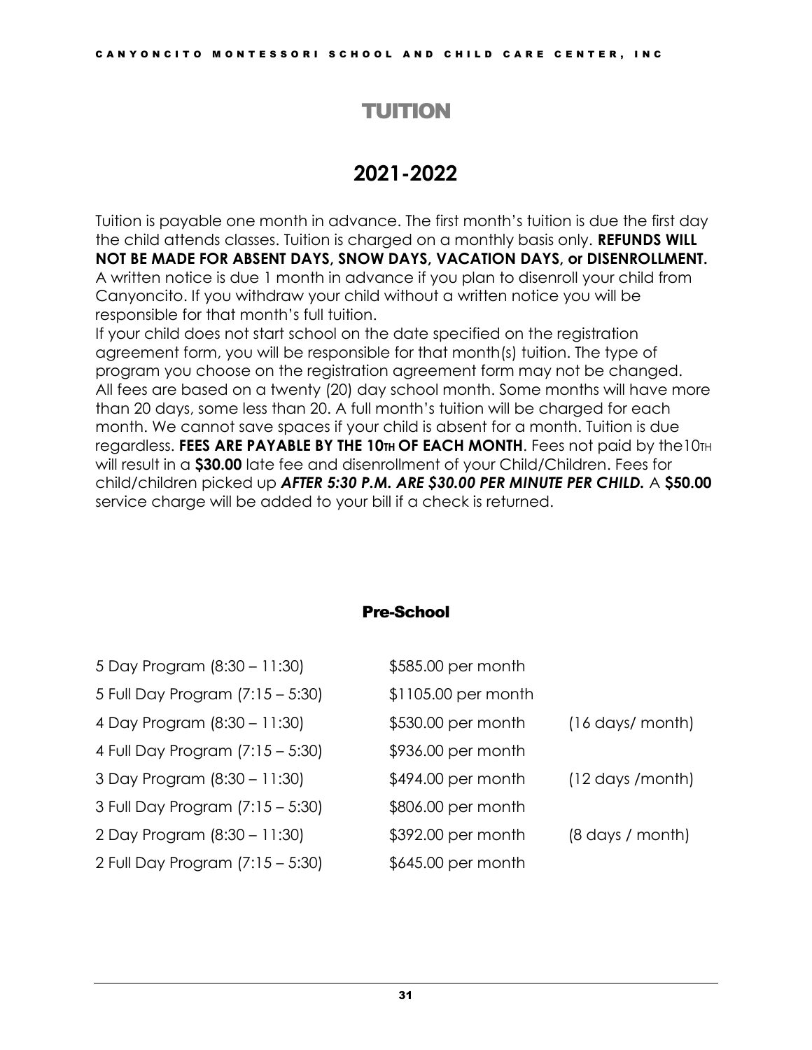# TUITION

## 2021-2022

Tuition is payable one month in advance. The first month's tuition is due the first day the child attends classes. Tuition is charged on a monthly basis only. **REFUNDS WILL NOT BE MADE FOR ABSENT DAYS, SNOW DAYS, VACATION DAYS, or DISENROLLMENT.** A written notice is due 1 month in advance if you plan to disenroll your child from Canyoncito. If you withdraw your child without a written notice you will be responsible for that month's full tuition.
If your child does not start school on the date specified on the registration agreement form, you will be responsible for that month(s) tuition. The type of program you choose on the registration agreement form may not be changed. All fees are based on a twenty (20) day school month. Some months will have more than 20 days, some less than 20. A full month's tuition will be charged for each month. We cannot save spaces if your child is absent for a month. Tuition is due regardless. **FEES ARE PAYABLE BY THE 10TH OF EACH MONTH**. Fees not paid by the10TH will result in a **$30.00** late fee and disenrollment of your Child/Children. Fees for child/children picked up ***AFTER 5:30 P.M. ARE $30.00 PER MINUTE PER CHILD.*** A **$50.00** service charge will be added to your bill if a check is returned.

### Pre-School

| | | |
|---|---|---|
| 5 Day Program (8:30 – 11:30) | $585.00 per month | |
| 5 Full Day Program (7:15 – 5:30) | $1105.00 per month | |
| 4 Day Program (8:30 – 11:30) | $530.00 per month | (16 days/ month) |
| 4 Full Day Program (7:15 – 5:30) | $936.00 per month | |
| 3 Day Program (8:30 – 11:30) | $494.00 per month | (12 days /month) |
| 3 Full Day Program (7:15 – 5:30) | $806.00 per month | |
| 2 Day Program (8:30 – 11:30) | $392.00 per month | (8 days / month) |
| 2 Full Day Program (7:15 – 5:30) | $645.00 per month | |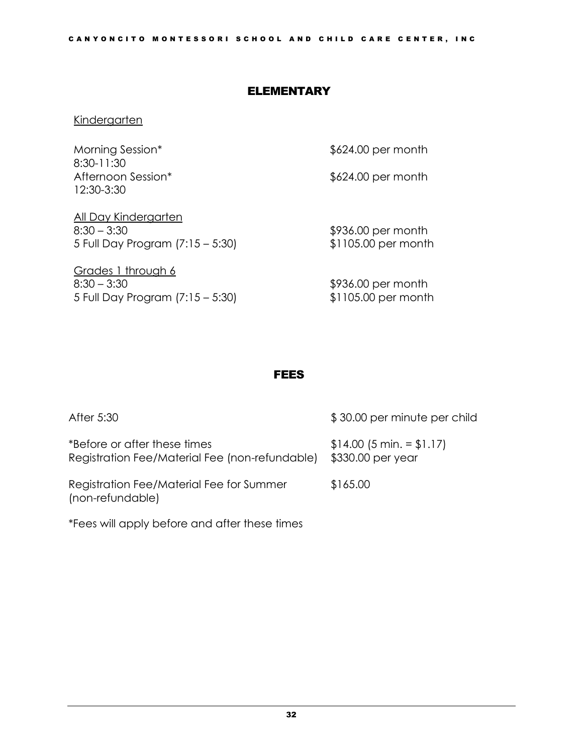## ELEMENTARY

Kindergarten

| | |
|---|---|
| Morning Session*<br>8:30-11:30 | $624.00 per month |
| Afternoon Session*<br>12:30-3:30 | $624.00 per month |

All Day Kindergarten

| | |
|---|---|
| 8:30 – 3:30 | $936.00 per month |
| 5 Full Day Program (7:15 – 5:30) | $1105.00 per month |

Grades 1 through 6

| | |
|---|---|
| 8:30 – 3:30 | $936.00 per month |
| 5 Full Day Program (7:15 – 5:30) | $1105.00 per month |

## FEES

| | |
|---|---|
| After 5:30 | $ 30.00 per minute per child |
| *Before or after these times | $14.00 (5 min. = $1.17) |
| Registration Fee/Material Fee (non-refundable) | $330.00 per year |
| Registration Fee/Material Fee for Summer (non-refundable) | $165.00 |

*Fees will apply before and after these times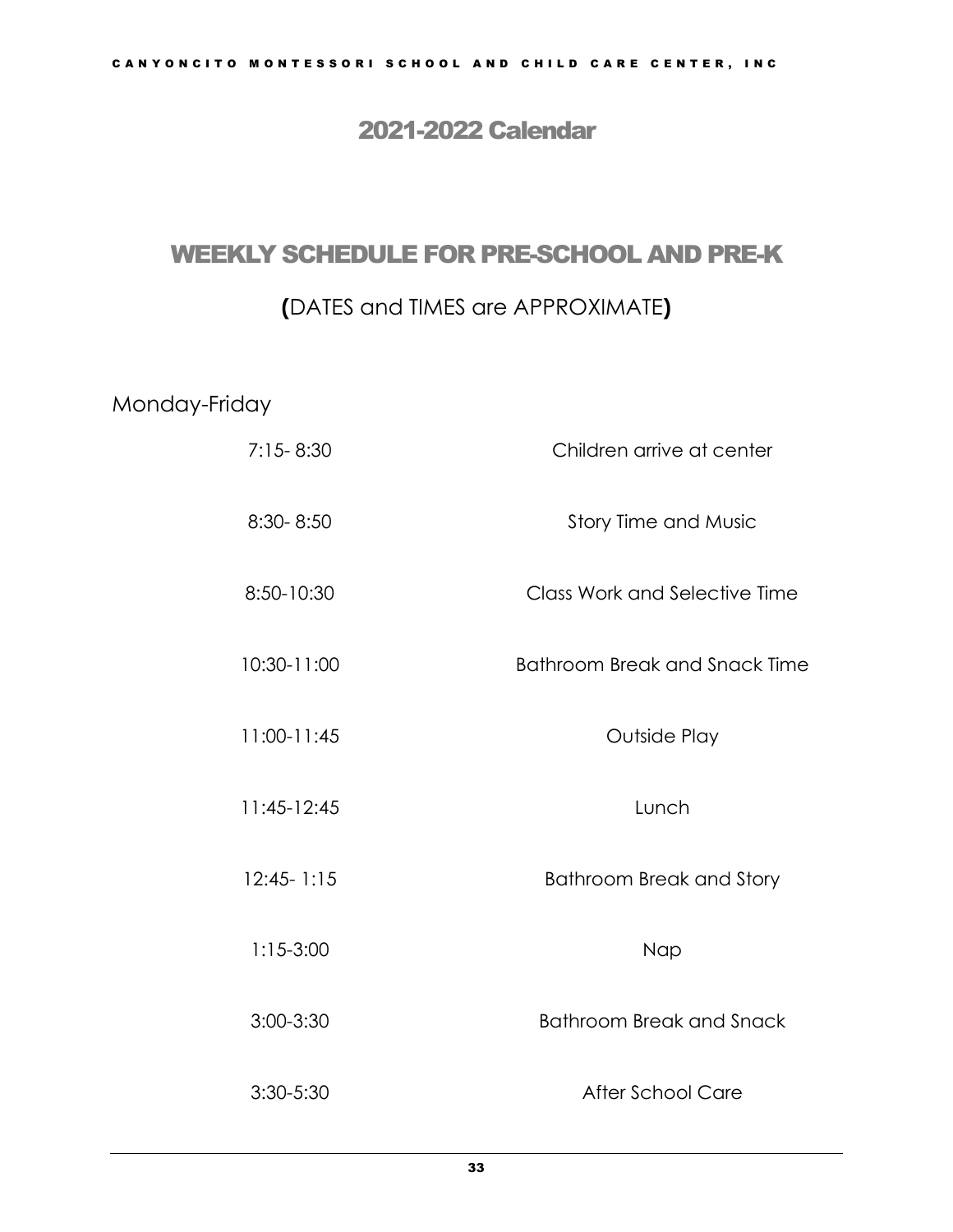# 2021-2022 Calendar

## WEEKLY SCHEDULE FOR PRE-SCHOOL AND PRE-K

### **(**DATES and TIMES are APPROXIMATE**)**

Monday-Friday

| | |
|---|---|
| 7:15- 8:30 | Children arrive at center |
| 8:30- 8:50 | Story Time and Music |
| 8:50-10:30 | Class Work and Selective Time |
| 10:30-11:00 | Bathroom Break and Snack Time |
| 11:00-11:45 | Outside Play |
| 11:45-12:45 | Lunch |
| 12:45- 1:15 | Bathroom Break and Story |
| 1:15-3:00 | Nap |
| 3:00-3:30 | Bathroom Break and Snack |
| 3:30-5:30 | After School Care |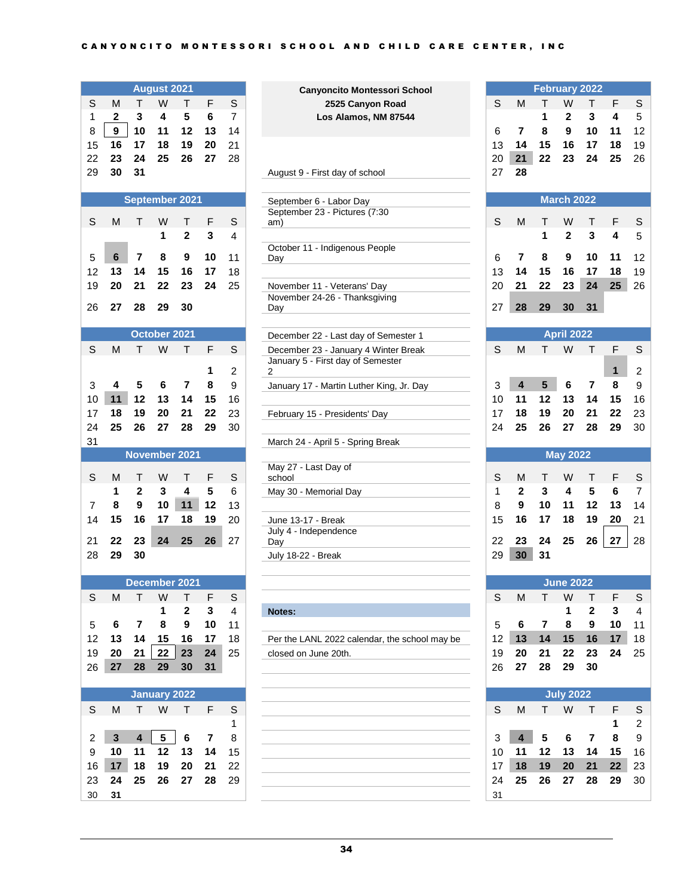CANYONCITO MONTESSORI SCHOOL AND CHILD CARE CENTER, INC

**Canyoncito Montessori School**
**2525 Canyon Road**
**Los Alamos, NM 87544**

### August 2021

| S | M | T | W | T | F | S |
|---|---|---|---|---|---|---|
| 1 | 2 | 3 | 4 | 5 | 6 | 7 |
| 8 | 9 | 10 | 11 | 12 | 13 | 14 |
| 15 | 16 | 17 | 18 | 19 | 20 | 21 |
| 22 | 23 | 24 | 25 | 26 | 27 | 28 |
| 29 | 30 | 31 | | | | |

### September 2021

| S | M | T | W | T | F | S |
|---|---|---|---|---|---|---|
| | | | 1 | 2 | 3 | 4 |
| 5 | 6 | 7 | 8 | 9 | 10 | 11 |
| 12 | 13 | 14 | 15 | 16 | 17 | 18 |
| 19 | 20 | 21 | 22 | 23 | 24 | 25 |
| 26 | 27 | 28 | 29 | 30 | | |

### October 2021

| S | M | T | W | T | F | S |
|---|---|---|---|---|---|---|
| | | | | | 1 | 2 |
| 3 | 4 | 5 | 6 | 7 | 8 | 9 |
| 10 | 11 | 12 | 13 | 14 | 15 | 16 |
| 17 | 18 | 19 | 20 | 21 | 22 | 23 |
| 24 | 25 | 26 | 27 | 28 | 29 | 30 |
| 31 | | | | | | |

### November 2021

| S | M | T | W | T | F | S |
|---|---|---|---|---|---|---|
| | 1 | 2 | 3 | 4 | 5 | 6 |
| 7 | 8 | 9 | 10 | 11 | 12 | 13 |
| 14 | 15 | 16 | 17 | 18 | 19 | 20 |
| 21 | 22 | 23 | 24 | 25 | 26 | 27 |
| 28 | 29 | 30 | | | | |

### December 2021

| S | M | T | W | T | F | S |
|---|---|---|---|---|---|---|
| | | | 1 | 2 | 3 | 4 |
| 5 | 6 | 7 | 8 | 9 | 10 | 11 |
| 12 | 13 | 14 | 15 | 16 | 17 | 18 |
| 19 | 20 | 21 | 22 | 23 | 24 | 25 |
| 26 | 27 | 28 | 29 | 30 | 31 | |

### January 2022

| S | M | T | W | T | F | S |
|---|---|---|---|---|---|---|
| | | | | | | 1 |
| 2 | 3 | 4 | 5 | 6 | 7 | 8 |
| 9 | 10 | 11 | 12 | 13 | 14 | 15 |
| 16 | 17 | 18 | 19 | 20 | 21 | 22 |
| 23 | 24 | 25 | 26 | 27 | 28 | 29 |
| 30 | 31 | | | | | |

August 9 - First day of school

September 6 - Labor Day

September 23 - Pictures (7:30 am)

October 11 - Indigenous People Day

November 11 - Veterans' Day

November 24-26 - Thanksgiving Day

December 22 - Last day of Semester 1

December 23 - January 4 Winter Break

January 5 - First day of Semester 2

January 17 - Martin Luther King, Jr. Day

February 15 - Presidents' Day

March 24 - April 5 - Spring Break

May 27 - Last Day of school

May 30 - Memorial Day

June 13-17 - Break

July 4 - Independence Day

July 18-22 - Break

**Notes:**

Per the LANL 2022 calendar, the school may be closed on June 20th.

### February 2022

| S | M | T | W | T | F | S |
|---|---|---|---|---|---|---|
| | | 1 | 2 | 3 | 4 | 5 |
| 6 | 7 | 8 | 9 | 10 | 11 | 12 |
| 13 | 14 | 15 | 16 | 17 | 18 | 19 |
| 20 | 21 | 22 | 23 | 24 | 25 | 26 |
| 27 | 28 | | | | | |

### March 2022

| S | M | T | W | T | F | S |
|---|---|---|---|---|---|---|
| | | 1 | 2 | 3 | 4 | 5 |
| 6 | 7 | 8 | 9 | 10 | 11 | 12 |
| 13 | 14 | 15 | 16 | 17 | 18 | 19 |
| 20 | 21 | 22 | 23 | 24 | 25 | 26 |
| 27 | 28 | 29 | 30 | 31 | | |

### April 2022

| S | M | T | W | T | F | S |
|---|---|---|---|---|---|---|
| | | | | | 1 | 2 |
| 3 | 4 | 5 | 6 | 7 | 8 | 9 |
| 10 | 11 | 12 | 13 | 14 | 15 | 16 |
| 17 | 18 | 19 | 20 | 21 | 22 | 23 |
| 24 | 25 | 26 | 27 | 28 | 29 | 30 |

### May 2022

| S | M | T | W | T | F | S |
|---|---|---|---|---|---|---|
| 1 | 2 | 3 | 4 | 5 | 6 | 7 |
| 8 | 9 | 10 | 11 | 12 | 13 | 14 |
| 15 | 16 | 17 | 18 | 19 | 20 | 21 |
| 22 | 23 | 24 | 25 | 26 | 27 | 28 |
| 29 | 30 | 31 | | | | |

### June 2022

| S | M | T | W | T | F | S |
|---|---|---|---|---|---|---|
| | | | 1 | 2 | 3 | 4 |
| 5 | 6 | 7 | 8 | 9 | 10 | 11 |
| 12 | 13 | 14 | 15 | 16 | 17 | 18 |
| 19 | 20 | 21 | 22 | 23 | 24 | 25 |
| 26 | 27 | 28 | 29 | 30 | | |

### July 2022

| S | M | T | W | T | F | S |
|---|---|---|---|---|---|---|
| | | | | | 1 | 2 |
| 3 | 4 | 5 | 6 | 7 | 8 | 9 |
| 10 | 11 | 12 | 13 | 14 | 15 | 16 |
| 17 | 18 | 19 | 20 | 21 | 22 | 23 |
| 24 | 25 | 26 | 27 | 28 | 29 | 30 |
| 31 | | | | | | |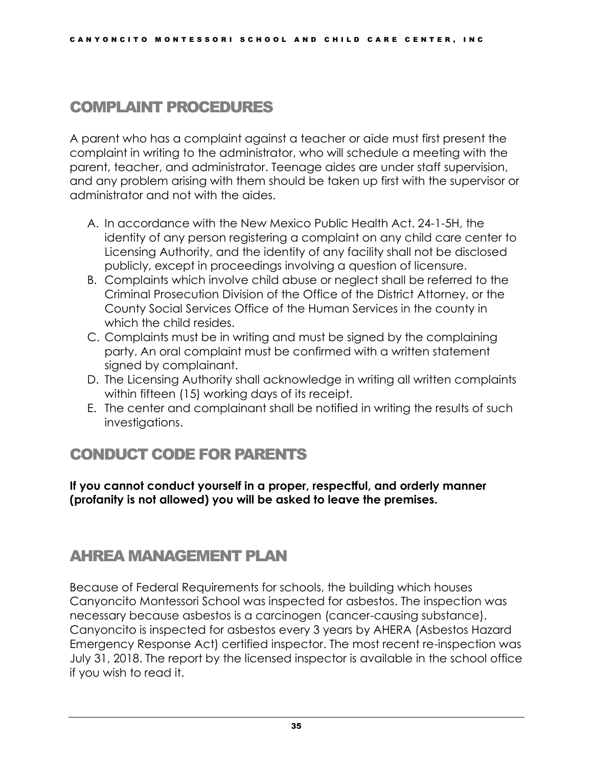## COMPLAINT PROCEDURES

A parent who has a complaint against a teacher or aide must first present the complaint in writing to the administrator, who will schedule a meeting with the parent, teacher, and administrator. Teenage aides are under staff supervision, and any problem arising with them should be taken up first with the supervisor or administrator and not with the aides.

A. In accordance with the New Mexico Public Health Act. 24-1-5H, the identity of any person registering a complaint on any child care center to Licensing Authority, and the identity of any facility shall not be disclosed publicly, except in proceedings involving a question of licensure.
B. Complaints which involve child abuse or neglect shall be referred to the Criminal Prosecution Division of the Office of the District Attorney, or the County Social Services Office of the Human Services in the county in which the child resides.
C. Complaints must be in writing and must be signed by the complaining party. An oral complaint must be confirmed with a written statement signed by complainant.
D. The Licensing Authority shall acknowledge in writing all written complaints within fifteen (15) working days of its receipt.
E. The center and complainant shall be notified in writing the results of such investigations.

## CONDUCT CODE FOR PARENTS

**If you cannot conduct yourself in a proper, respectful, and orderly manner (profanity is not allowed) you will be asked to leave the premises.**

## AHREA MANAGEMENT PLAN

Because of Federal Requirements for schools, the building which houses Canyoncito Montessori School was inspected for asbestos. The inspection was necessary because asbestos is a carcinogen (cancer-causing substance). Canyoncito is inspected for asbestos every 3 years by AHERA (Asbestos Hazard Emergency Response Act) certified inspector. The most recent re-inspection was July 31, 2018. The report by the licensed inspector is available in the school office if you wish to read it.